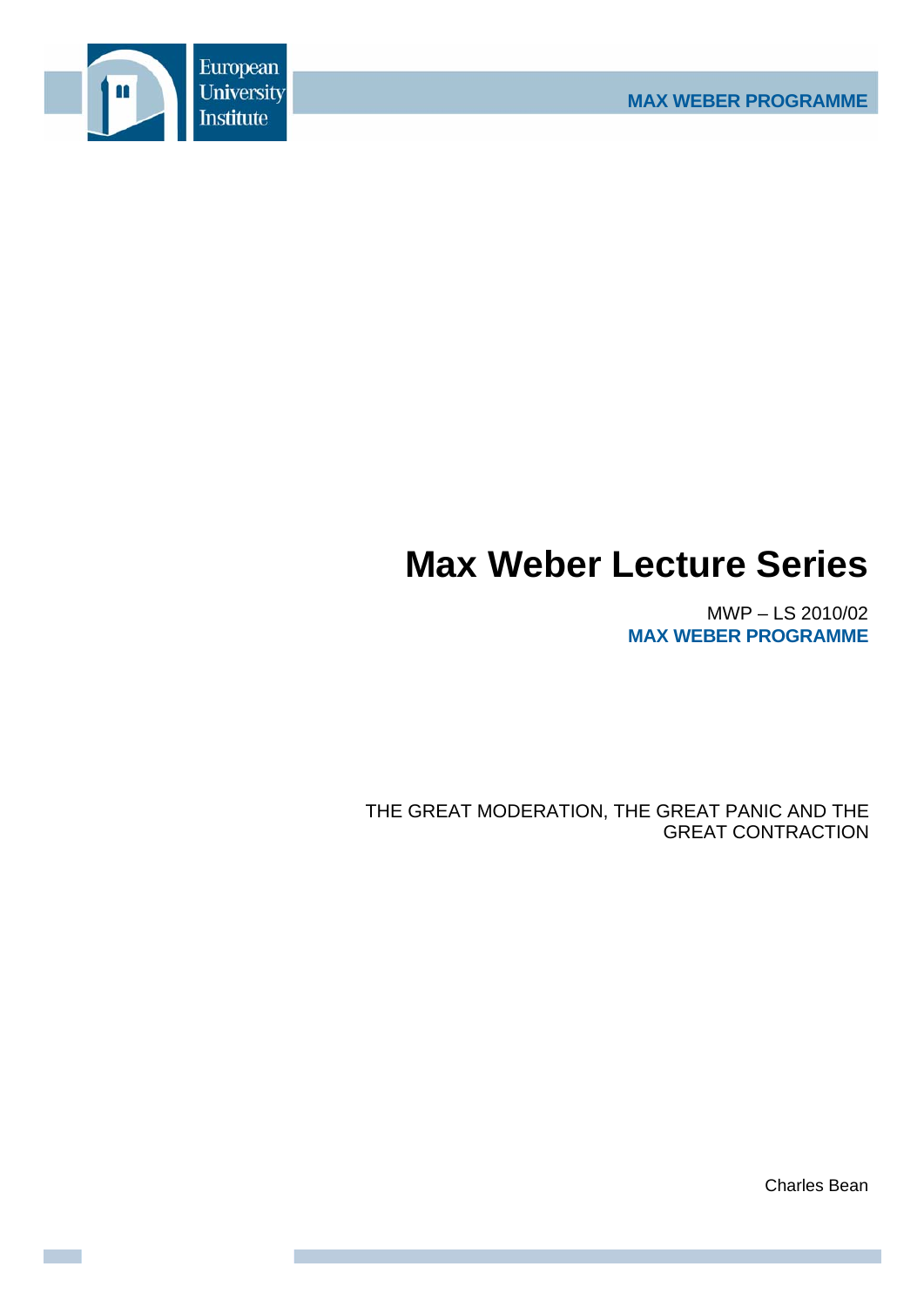European University Institute

MAX WEBER PROGRAMME

# Max Weber Lecture Series

MWP – LS 2010/02
**MAX WEBER PROGRAMME**

THE GREAT MODERATION, THE GREAT PANIC AND THE GREAT CONTRACTION

Charles Bean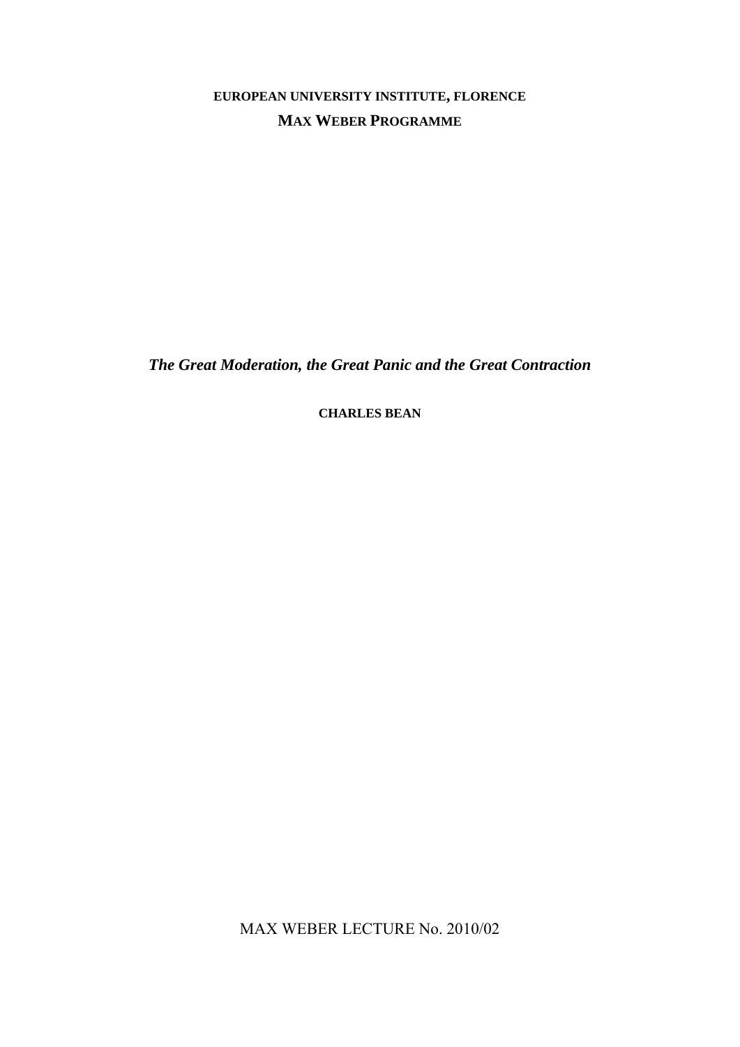**EUROPEAN UNIVERSITY INSTITUTE, FLORENCE**

**MAX WEBER PROGRAMME**

# *The Great Moderation, the Great Panic and the Great Contraction*

**CHARLES BEAN**

MAX WEBER LECTURE No. 2010/02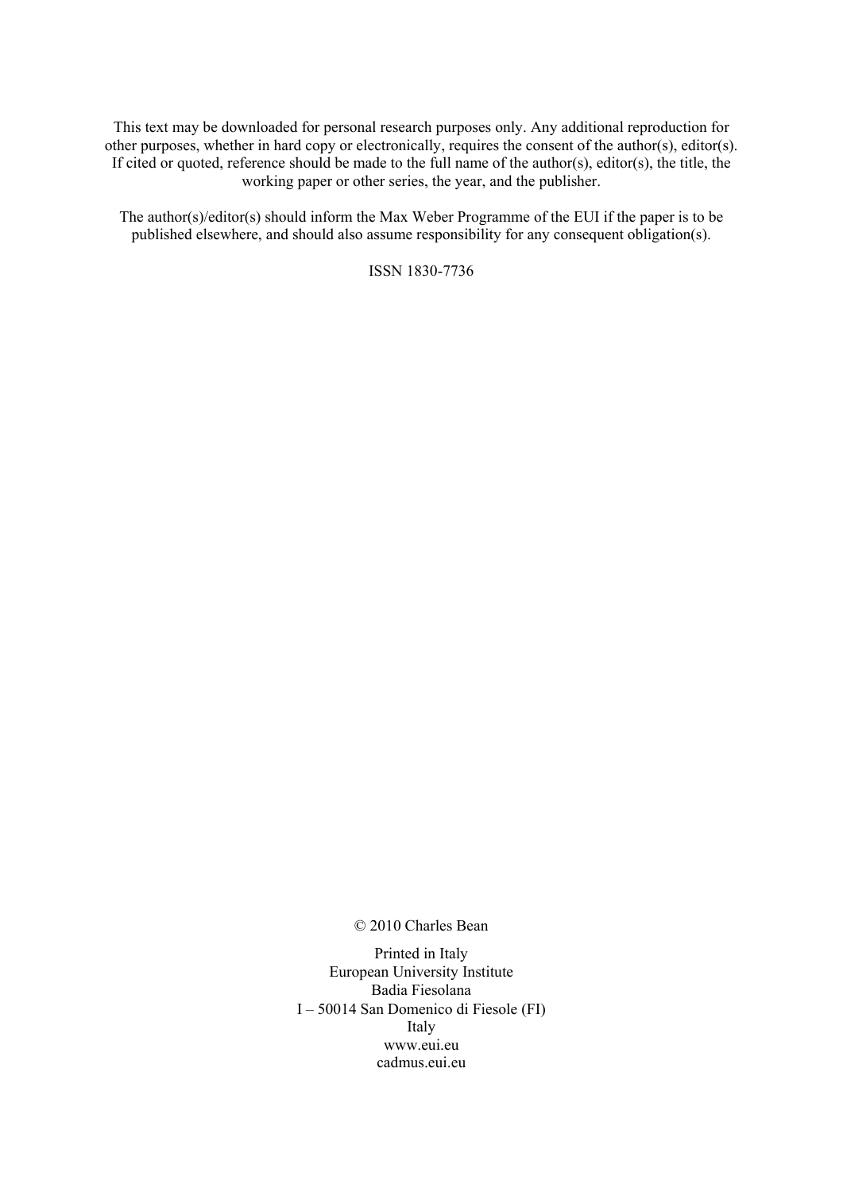This text may be downloaded for personal research purposes only. Any additional reproduction for other purposes, whether in hard copy or electronically, requires the consent of the author(s), editor(s). If cited or quoted, reference should be made to the full name of the author(s), editor(s), the title, the working paper or other series, the year, and the publisher.

The author(s)/editor(s) should inform the Max Weber Programme of the EUI if the paper is to be published elsewhere, and should also assume responsibility for any consequent obligation(s).

ISSN 1830-7736

© 2010 Charles Bean

Printed in Italy
European University Institute
Badia Fiesolana
I – 50014 San Domenico di Fiesole (FI)
Italy
www.eui.eu
cadmus.eui.eu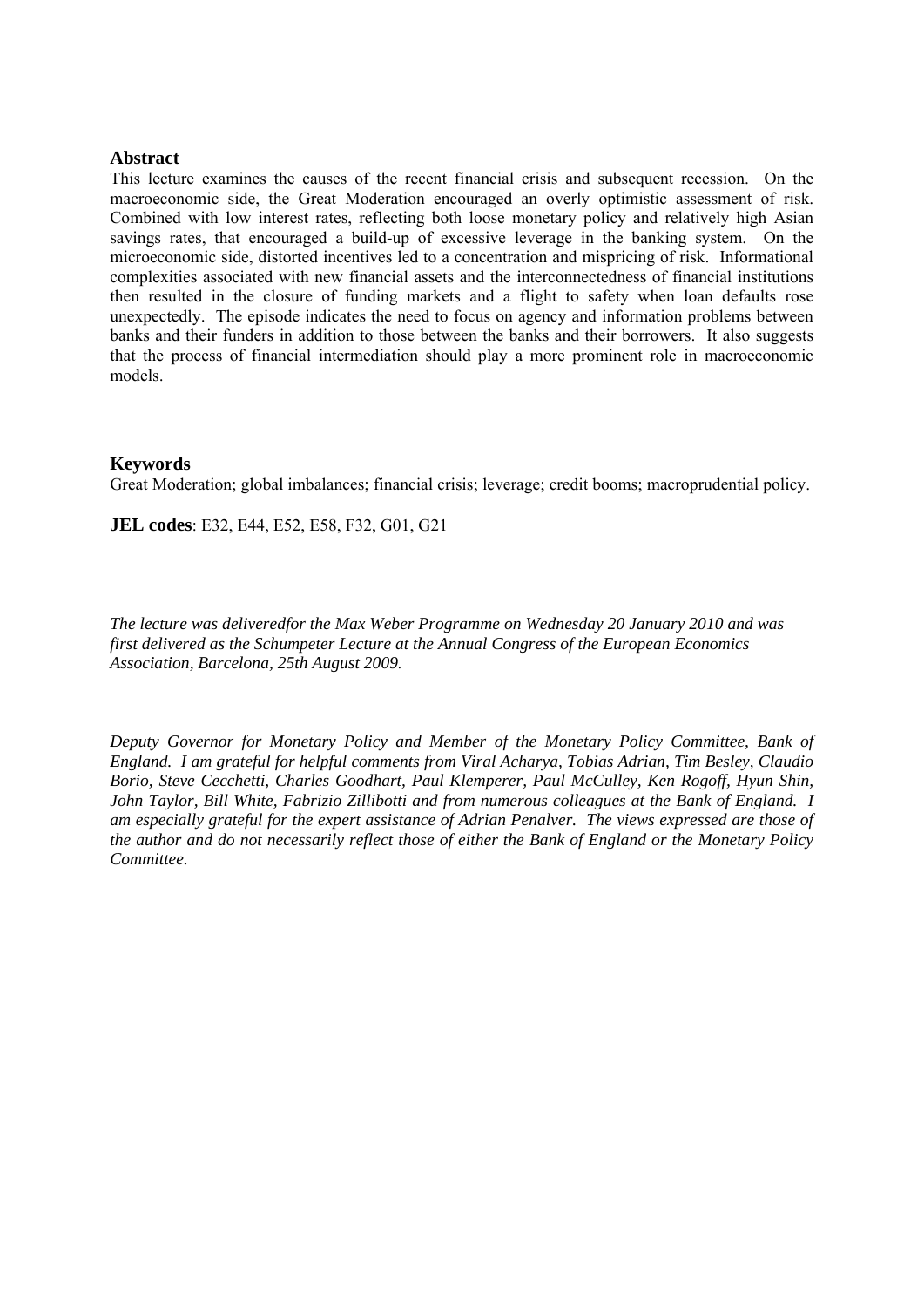## Abstract

This lecture examines the causes of the recent financial crisis and subsequent recession. On the macroeconomic side, the Great Moderation encouraged an overly optimistic assessment of risk. Combined with low interest rates, reflecting both loose monetary policy and relatively high Asian savings rates, that encouraged a build-up of excessive leverage in the banking system. On the microeconomic side, distorted incentives led to a concentration and mispricing of risk. Informational complexities associated with new financial assets and the interconnectedness of financial institutions then resulted in the closure of funding markets and a flight to safety when loan defaults rose unexpectedly. The episode indicates the need to focus on agency and information problems between banks and their funders in addition to those between the banks and their borrowers. It also suggests that the process of financial intermediation should play a more prominent role in macroeconomic models.

## Keywords

Great Moderation; global imbalances; financial crisis; leverage; credit booms; macroprudential policy.

**JEL codes**: E32, E44, E52, E58, F32, G01, G21

*The lecture was deliveredfor the Max Weber Programme on Wednesday 20 January 2010 and was first delivered as the Schumpeter Lecture at the Annual Congress of the European Economics Association, Barcelona, 25th August 2009.*

*Deputy Governor for Monetary Policy and Member of the Monetary Policy Committee, Bank of England. I am grateful for helpful comments from Viral Acharya, Tobias Adrian, Tim Besley, Claudio Borio, Steve Cecchetti, Charles Goodhart, Paul Klemperer, Paul McCulley, Ken Rogoff, Hyun Shin, John Taylor, Bill White, Fabrizio Zillibotti and from numerous colleagues at the Bank of England. I am especially grateful for the expert assistance of Adrian Penalver. The views expressed are those of the author and do not necessarily reflect those of either the Bank of England or the Monetary Policy Committee.*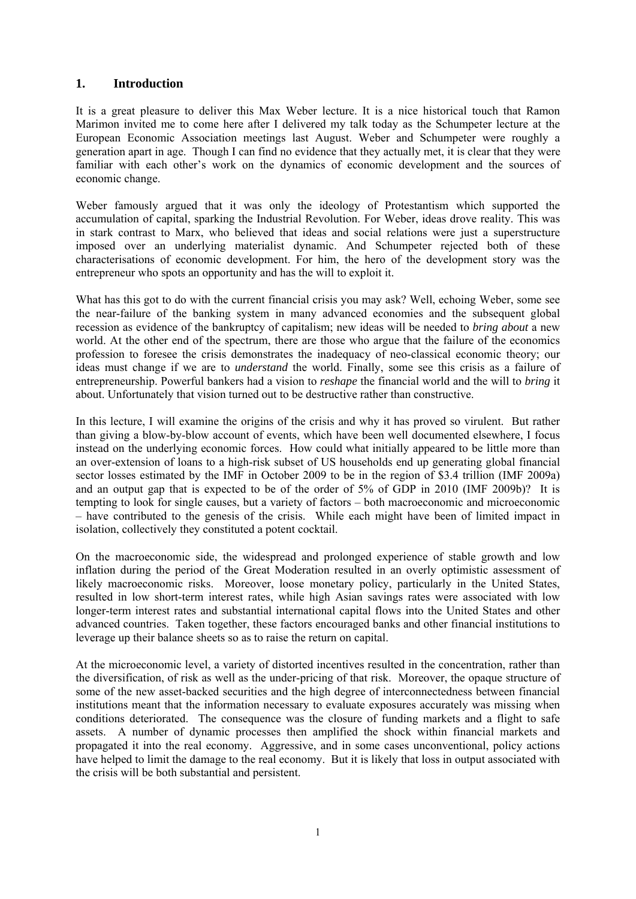## 1. Introduction

It is a great pleasure to deliver this Max Weber lecture. It is a nice historical touch that Ramon Marimon invited me to come here after I delivered my talk today as the Schumpeter lecture at the European Economic Association meetings last August. Weber and Schumpeter were roughly a generation apart in age. Though I can find no evidence that they actually met, it is clear that they were familiar with each other's work on the dynamics of economic development and the sources of economic change.

Weber famously argued that it was only the ideology of Protestantism which supported the accumulation of capital, sparking the Industrial Revolution. For Weber, ideas drove reality. This was in stark contrast to Marx, who believed that ideas and social relations were just a superstructure imposed over an underlying materialist dynamic. And Schumpeter rejected both of these characterisations of economic development. For him, the hero of the development story was the entrepreneur who spots an opportunity and has the will to exploit it.

What has this got to do with the current financial crisis you may ask? Well, echoing Weber, some see the near-failure of the banking system in many advanced economies and the subsequent global recession as evidence of the bankruptcy of capitalism; new ideas will be needed to *bring about* a new world. At the other end of the spectrum, there are those who argue that the failure of the economics profession to foresee the crisis demonstrates the inadequacy of neo-classical economic theory; our ideas must change if we are to *understand* the world. Finally, some see this crisis as a failure of entrepreneurship. Powerful bankers had a vision to *reshape* the financial world and the will to *bring* it about. Unfortunately that vision turned out to be destructive rather than constructive.

In this lecture, I will examine the origins of the crisis and why it has proved so virulent. But rather than giving a blow-by-blow account of events, which have been well documented elsewhere, I focus instead on the underlying economic forces. How could what initially appeared to be little more than an over-extension of loans to a high-risk subset of US households end up generating global financial sector losses estimated by the IMF in October 2009 to be in the region of \$3.4 trillion (IMF 2009a) and an output gap that is expected to be of the order of 5% of GDP in 2010 (IMF 2009b)? It is tempting to look for single causes, but a variety of factors – both macroeconomic and microeconomic – have contributed to the genesis of the crisis. While each might have been of limited impact in isolation, collectively they constituted a potent cocktail.

On the macroeconomic side, the widespread and prolonged experience of stable growth and low inflation during the period of the Great Moderation resulted in an overly optimistic assessment of likely macroeconomic risks. Moreover, loose monetary policy, particularly in the United States, resulted in low short-term interest rates, while high Asian savings rates were associated with low longer-term interest rates and substantial international capital flows into the United States and other advanced countries. Taken together, these factors encouraged banks and other financial institutions to leverage up their balance sheets so as to raise the return on capital.

At the microeconomic level, a variety of distorted incentives resulted in the concentration, rather than the diversification, of risk as well as the under-pricing of that risk. Moreover, the opaque structure of some of the new asset-backed securities and the high degree of interconnectedness between financial institutions meant that the information necessary to evaluate exposures accurately was missing when conditions deteriorated. The consequence was the closure of funding markets and a flight to safe assets. A number of dynamic processes then amplified the shock within financial markets and propagated it into the real economy. Aggressive, and in some cases unconventional, policy actions have helped to limit the damage to the real economy. But it is likely that loss in output associated with the crisis will be both substantial and persistent.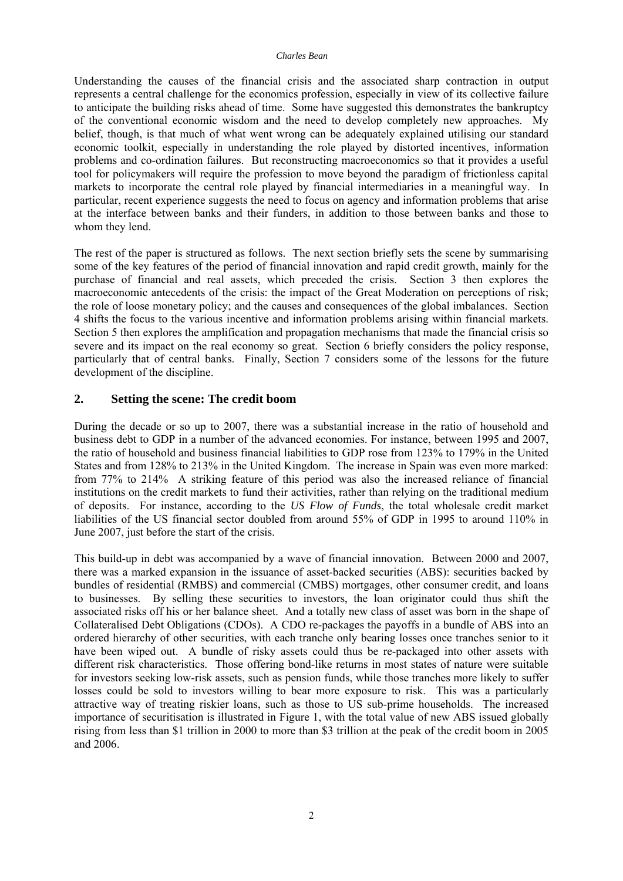Understanding the causes of the financial crisis and the associated sharp contraction in output represents a central challenge for the economics profession, especially in view of its collective failure to anticipate the building risks ahead of time. Some have suggested this demonstrates the bankruptcy of the conventional economic wisdom and the need to develop completely new approaches. My belief, though, is that much of what went wrong can be adequately explained utilising our standard economic toolkit, especially in understanding the role played by distorted incentives, information problems and co-ordination failures. But reconstructing macroeconomics so that it provides a useful tool for policymakers will require the profession to move beyond the paradigm of frictionless capital markets to incorporate the central role played by financial intermediaries in a meaningful way. In particular, recent experience suggests the need to focus on agency and information problems that arise at the interface between banks and their funders, in addition to those between banks and those to whom they lend.

The rest of the paper is structured as follows. The next section briefly sets the scene by summarising some of the key features of the period of financial innovation and rapid credit growth, mainly for the purchase of financial and real assets, which preceded the crisis. Section 3 then explores the macroeconomic antecedents of the crisis: the impact of the Great Moderation on perceptions of risk; the role of loose monetary policy; and the causes and consequences of the global imbalances. Section 4 shifts the focus to the various incentive and information problems arising within financial markets. Section 5 then explores the amplification and propagation mechanisms that made the financial crisis so severe and its impact on the real economy so great. Section 6 briefly considers the policy response, particularly that of central banks. Finally, Section 7 considers some of the lessons for the future development of the discipline.

## 2. Setting the scene: The credit boom

During the decade or so up to 2007, there was a substantial increase in the ratio of household and business debt to GDP in a number of the advanced economies. For instance, between 1995 and 2007, the ratio of household and business financial liabilities to GDP rose from 123% to 179% in the United States and from 128% to 213% in the United Kingdom. The increase in Spain was even more marked: from 77% to 214% A striking feature of this period was also the increased reliance of financial institutions on the credit markets to fund their activities, rather than relying on the traditional medium of deposits. For instance, according to the *US Flow of Funds*, the total wholesale credit market liabilities of the US financial sector doubled from around 55% of GDP in 1995 to around 110% in June 2007, just before the start of the crisis.

This build-up in debt was accompanied by a wave of financial innovation. Between 2000 and 2007, there was a marked expansion in the issuance of asset-backed securities (ABS): securities backed by bundles of residential (RMBS) and commercial (CMBS) mortgages, other consumer credit, and loans to businesses. By selling these securities to investors, the loan originator could thus shift the associated risks off his or her balance sheet. And a totally new class of asset was born in the shape of Collateralised Debt Obligations (CDOs). A CDO re-packages the payoffs in a bundle of ABS into an ordered hierarchy of other securities, with each tranche only bearing losses once tranches senior to it have been wiped out. A bundle of risky assets could thus be re-packaged into other assets with different risk characteristics. Those offering bond-like returns in most states of nature were suitable for investors seeking low-risk assets, such as pension funds, while those tranches more likely to suffer losses could be sold to investors willing to bear more exposure to risk. This was a particularly attractive way of treating riskier loans, such as those to US sub-prime households. The increased importance of securitisation is illustrated in Figure 1, with the total value of new ABS issued globally rising from less than \$1 trillion in 2000 to more than \$3 trillion at the peak of the credit boom in 2005 and 2006.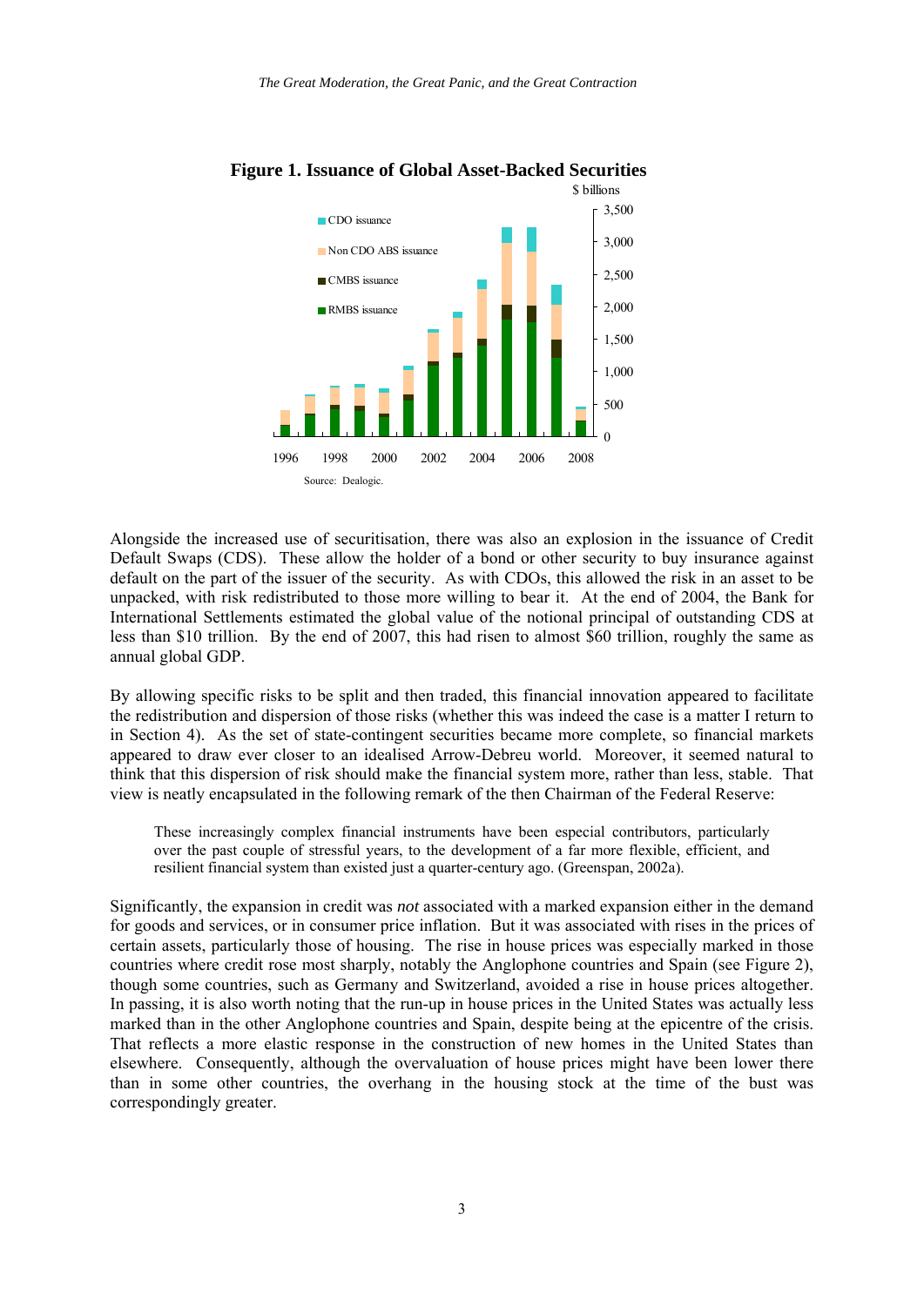**Figure 1. Issuance of Global Asset-Backed Securities**

Source: Dealogic.

Alongside the increased use of securitisation, there was also an explosion in the issuance of Credit Default Swaps (CDS). These allow the holder of a bond or other security to buy insurance against default on the part of the issuer of the security. As with CDOs, this allowed the risk in an asset to be unpacked, with risk redistributed to those more willing to bear it. At the end of 2004, the Bank for International Settlements estimated the global value of the notional principal of outstanding CDS at less than $10 trillion. By the end of 2007, this had risen to almost $60 trillion, roughly the same as annual global GDP.

By allowing specific risks to be split and then traded, this financial innovation appeared to facilitate the redistribution and dispersion of those risks (whether this was indeed the case is a matter I return to in Section 4). As the set of state-contingent securities became more complete, so financial markets appeared to draw ever closer to an idealised Arrow-Debreu world. Moreover, it seemed natural to think that this dispersion of risk should make the financial system more, rather than less, stable. That view is neatly encapsulated in the following remark of the then Chairman of the Federal Reserve:

> These increasingly complex financial instruments have been especial contributors, particularly over the past couple of stressful years, to the development of a far more flexible, efficient, and resilient financial system than existed just a quarter-century ago. (Greenspan, 2002a).

Significantly, the expansion in credit was *not* associated with a marked expansion either in the demand for goods and services, or in consumer price inflation. But it was associated with rises in the prices of certain assets, particularly those of housing. The rise in house prices was especially marked in those countries where credit rose most sharply, notably the Anglophone countries and Spain (see Figure 2), though some countries, such as Germany and Switzerland, avoided a rise in house prices altogether. In passing, it is also worth noting that the run-up in house prices in the United States was actually less marked than in the other Anglophone countries and Spain, despite being at the epicentre of the crisis. That reflects a more elastic response in the construction of new homes in the United States than elsewhere. Consequently, although the overvaluation of house prices might have been lower there than in some other countries, the overhang in the housing stock at the time of the bust was correspondingly greater.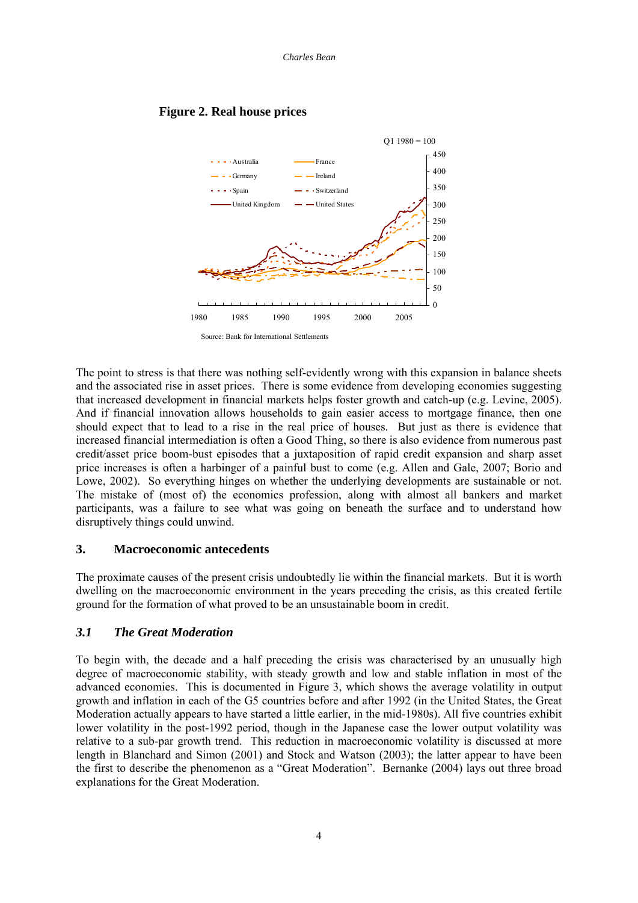**Figure 2. Real house prices**

Source: Bank for International Settlements

The point to stress is that there was nothing self-evidently wrong with this expansion in balance sheets and the associated rise in asset prices. There is some evidence from developing economies suggesting that increased development in financial markets helps foster growth and catch-up (e.g. Levine, 2005). And if financial innovation allows households to gain easier access to mortgage finance, then one should expect that to lead to a rise in the real price of houses. But just as there is evidence that increased financial intermediation is often a Good Thing, so there is also evidence from numerous past credit/asset price boom-bust episodes that a juxtaposition of rapid credit expansion and sharp asset price increases is often a harbinger of a painful bust to come (e.g. Allen and Gale, 2007; Borio and Lowe, 2002). So everything hinges on whether the underlying developments are sustainable or not. The mistake of (most of) the economics profession, along with almost all bankers and market participants, was a failure to see what was going on beneath the surface and to understand how disruptively things could unwind.

## 3. Macroeconomic antecedents

The proximate causes of the present crisis undoubtedly lie within the financial markets. But it is worth dwelling on the macroeconomic environment in the years preceding the crisis, as this created fertile ground for the formation of what proved to be an unsustainable boom in credit.

### *3.1 The Great Moderation*

To begin with, the decade and a half preceding the crisis was characterised by an unusually high degree of macroeconomic stability, with steady growth and low and stable inflation in most of the advanced economies. This is documented in Figure 3, which shows the average volatility in output growth and inflation in each of the G5 countries before and after 1992 (in the United States, the Great Moderation actually appears to have started a little earlier, in the mid-1980s). All five countries exhibit lower volatility in the post-1992 period, though in the Japanese case the lower output volatility was relative to a sub-par growth trend. This reduction in macroeconomic volatility is discussed at more length in Blanchard and Simon (2001) and Stock and Watson (2003); the latter appear to have been the first to describe the phenomenon as a "Great Moderation". Bernanke (2004) lays out three broad explanations for the Great Moderation.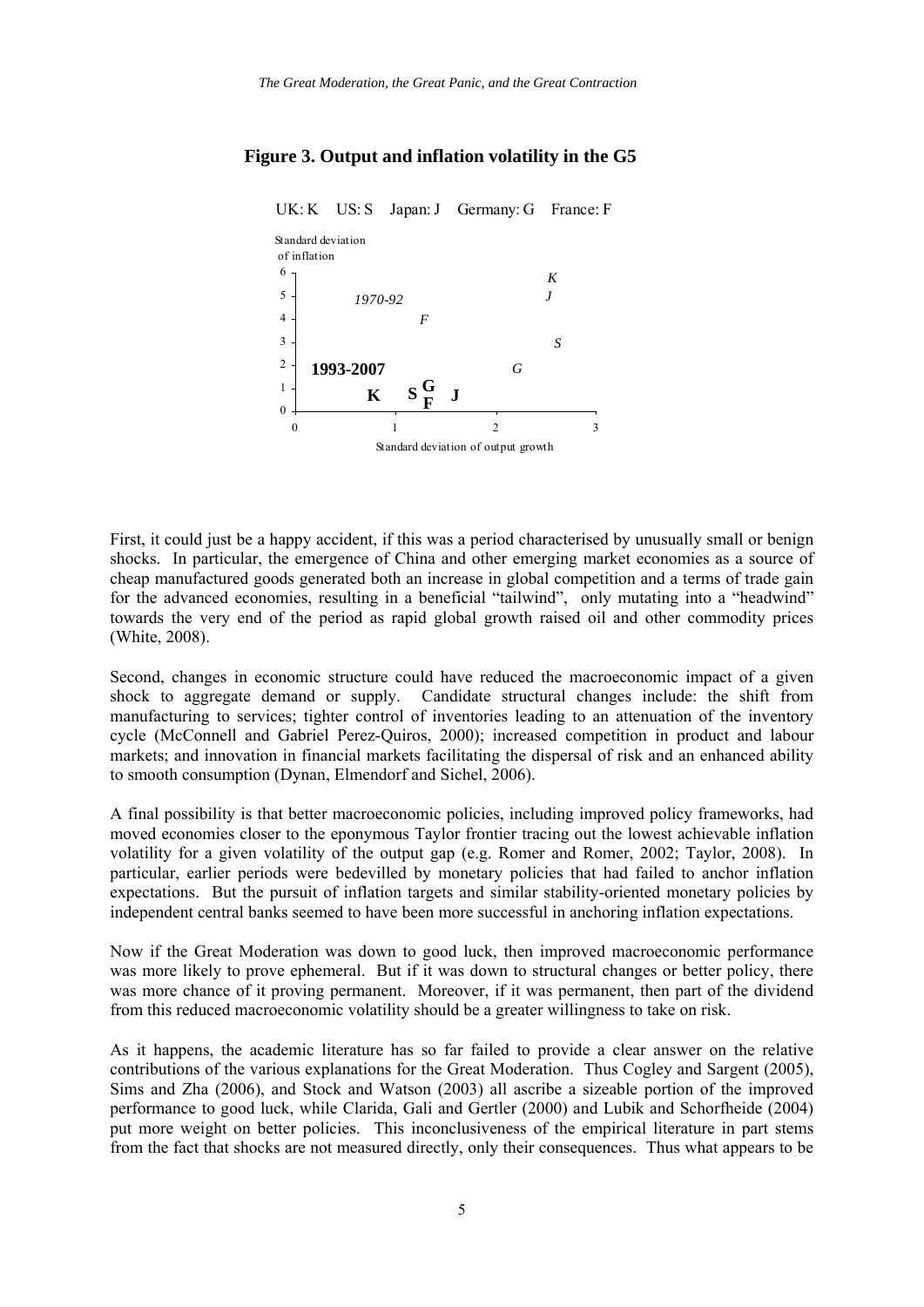**Figure 3. Output and inflation volatility in the G5**

UK: K US: S Japan: J Germany: G France: F

Standard deviation of inflation

1970-92

1993-2007

Standard deviation of output growth

First, it could just be a happy accident, if this was a period characterised by unusually small or benign shocks. In particular, the emergence of China and other emerging market economies as a source of cheap manufactured goods generated both an increase in global competition and a terms of trade gain for the advanced economies, resulting in a beneficial "tailwind", only mutating into a "headwind" towards the very end of the period as rapid global growth raised oil and other commodity prices (White, 2008).

Second, changes in economic structure could have reduced the macroeconomic impact of a given shock to aggregate demand or supply. Candidate structural changes include: the shift from manufacturing to services; tighter control of inventories leading to an attenuation of the inventory cycle (McConnell and Gabriel Perez-Quiros, 2000); increased competition in product and labour markets; and innovation in financial markets facilitating the dispersal of risk and an enhanced ability to smooth consumption (Dynan, Elmendorf and Sichel, 2006).

A final possibility is that better macroeconomic policies, including improved policy frameworks, had moved economies closer to the eponymous Taylor frontier tracing out the lowest achievable inflation volatility for a given volatility of the output gap (e.g. Romer and Romer, 2002; Taylor, 2008). In particular, earlier periods were bedevilled by monetary policies that had failed to anchor inflation expectations. But the pursuit of inflation targets and similar stability-oriented monetary policies by independent central banks seemed to have been more successful in anchoring inflation expectations.

Now if the Great Moderation was down to good luck, then improved macroeconomic performance was more likely to prove ephemeral. But if it was down to structural changes or better policy, there was more chance of it proving permanent. Moreover, if it was permanent, then part of the dividend from this reduced macroeconomic volatility should be a greater willingness to take on risk.

As it happens, the academic literature has so far failed to provide a clear answer on the relative contributions of the various explanations for the Great Moderation. Thus Cogley and Sargent (2005), Sims and Zha (2006), and Stock and Watson (2003) all ascribe a sizeable portion of the improved performance to good luck, while Clarida, Gali and Gertler (2000) and Lubik and Schorfheide (2004) put more weight on better policies. This inconclusiveness of the empirical literature in part stems from the fact that shocks are not measured directly, only their consequences. Thus what appears to be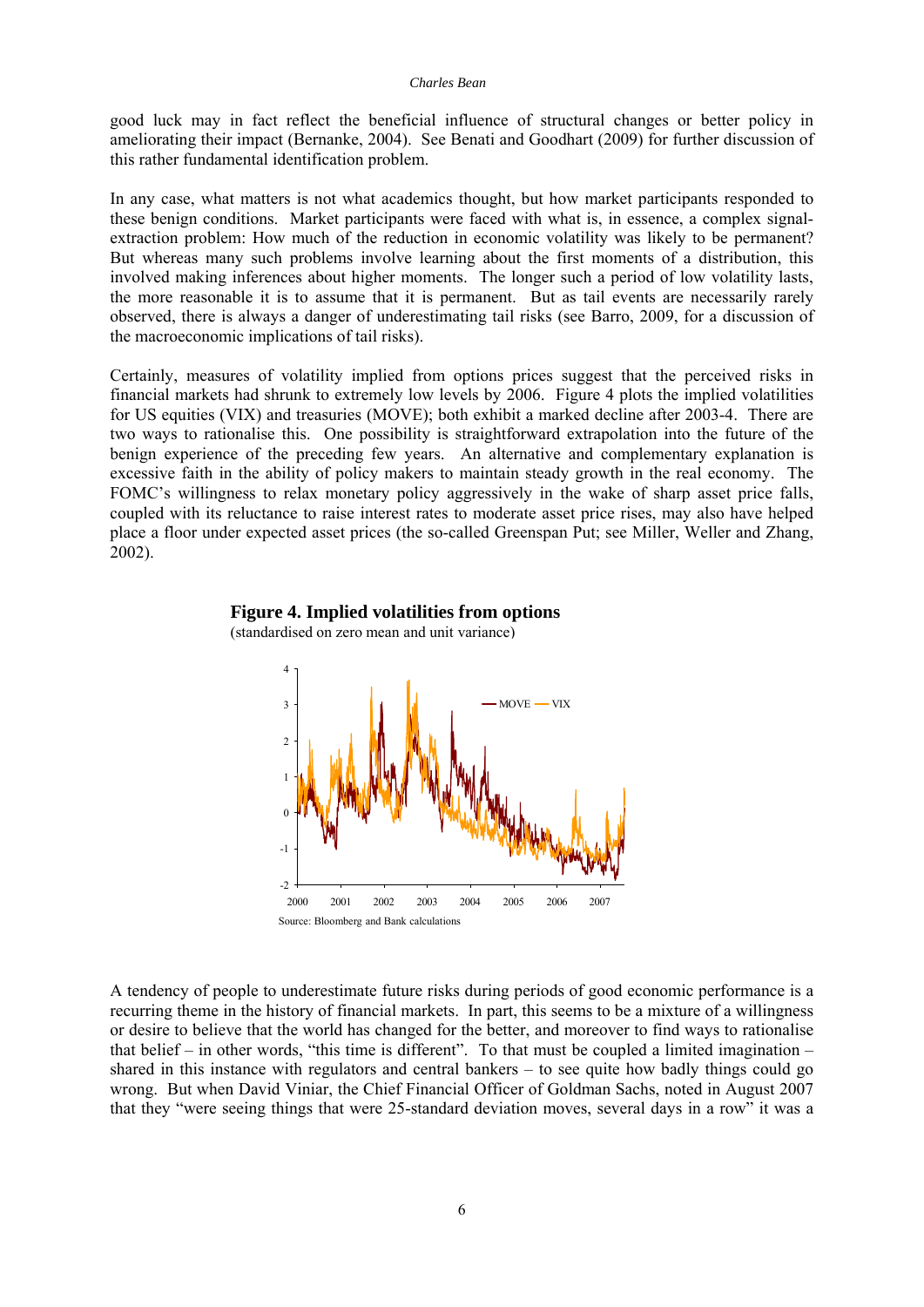good luck may in fact reflect the beneficial influence of structural changes or better policy in ameliorating their impact (Bernanke, 2004). See Benati and Goodhart (2009) for further discussion of this rather fundamental identification problem.

In any case, what matters is not what academics thought, but how market participants responded to these benign conditions. Market participants were faced with what is, in essence, a complex signal-extraction problem: How much of the reduction in economic volatility was likely to be permanent? But whereas many such problems involve learning about the first moments of a distribution, this involved making inferences about higher moments. The longer such a period of low volatility lasts, the more reasonable it is to assume that it is permanent. But as tail events are necessarily rarely observed, there is always a danger of underestimating tail risks (see Barro, 2009, for a discussion of the macroeconomic implications of tail risks).

Certainly, measures of volatility implied from options prices suggest that the perceived risks in financial markets had shrunk to extremely low levels by 2006. Figure 4 plots the implied volatilities for US equities (VIX) and treasuries (MOVE); both exhibit a marked decline after 2003-4. There are two ways to rationalise this. One possibility is straightforward extrapolation into the future of the benign experience of the preceding few years. An alternative and complementary explanation is excessive faith in the ability of policy makers to maintain steady growth in the real economy. The FOMC's willingness to relax monetary policy aggressively in the wake of sharp asset price falls, coupled with its reluctance to raise interest rates to moderate asset price rises, may also have helped place a floor under expected asset prices (the so-called Greenspan Put; see Miller, Weller and Zhang, 2002).

**Figure 4. Implied volatilities from options**
(standardised on zero mean and unit variance)

Source: Bloomberg and Bank calculations

A tendency of people to underestimate future risks during periods of good economic performance is a recurring theme in the history of financial markets. In part, this seems to be a mixture of a willingness or desire to believe that the world has changed for the better, and moreover to find ways to rationalise that belief – in other words, "this time is different". To that must be coupled a limited imagination – shared in this instance with regulators and central bankers – to see quite how badly things could go wrong. But when David Viniar, the Chief Financial Officer of Goldman Sachs, noted in August 2007 that they "were seeing things that were 25-standard deviation moves, several days in a row" it was a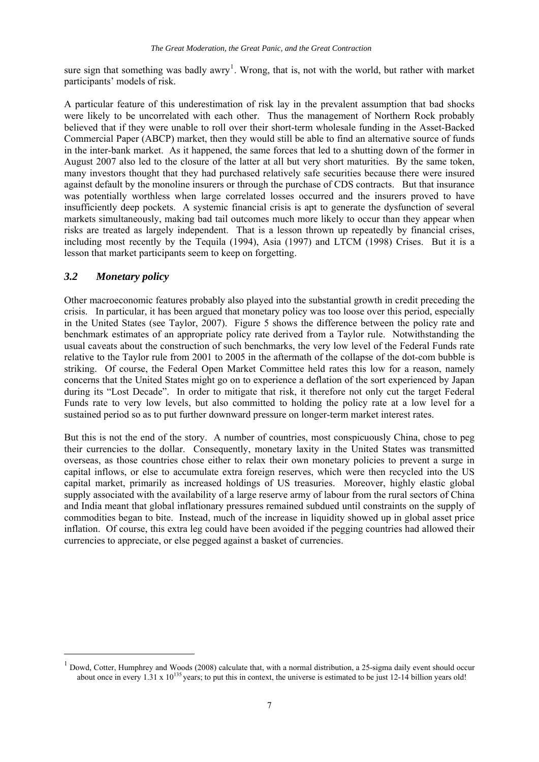sure sign that something was badly awry[1]. Wrong, that is, not with the world, but rather with market participants' models of risk.

A particular feature of this underestimation of risk lay in the prevalent assumption that bad shocks were likely to be uncorrelated with each other. Thus the management of Northern Rock probably believed that if they were unable to roll over their short-term wholesale funding in the Asset-Backed Commercial Paper (ABCP) market, then they would still be able to find an alternative source of funds in the inter-bank market. As it happened, the same forces that led to a shutting down of the former in August 2007 also led to the closure of the latter at all but very short maturities. By the same token, many investors thought that they had purchased relatively safe securities because there were insured against default by the monoline insurers or through the purchase of CDS contracts. But that insurance was potentially worthless when large correlated losses occurred and the insurers proved to have insufficiently deep pockets. A systemic financial crisis is apt to generate the dysfunction of several markets simultaneously, making bad tail outcomes much more likely to occur than they appear when risks are treated as largely independent. That is a lesson thrown up repeatedly by financial crises, including most recently by the Tequila (1994), Asia (1997) and LTCM (1998) Crises. But it is a lesson that market participants seem to keep on forgetting.

### *3.2 Monetary policy*

Other macroeconomic features probably also played into the substantial growth in credit preceding the crisis. In particular, it has been argued that monetary policy was too loose over this period, especially in the United States (see Taylor, 2007). Figure 5 shows the difference between the policy rate and benchmark estimates of an appropriate policy rate derived from a Taylor rule. Notwithstanding the usual caveats about the construction of such benchmarks, the very low level of the Federal Funds rate relative to the Taylor rule from 2001 to 2005 in the aftermath of the collapse of the dot-com bubble is striking. Of course, the Federal Open Market Committee held rates this low for a reason, namely concerns that the United States might go on to experience a deflation of the sort experienced by Japan during its "Lost Decade". In order to mitigate that risk, it therefore not only cut the target Federal Funds rate to very low levels, but also committed to holding the policy rate at a low level for a sustained period so as to put further downward pressure on longer-term market interest rates.

But this is not the end of the story. A number of countries, most conspicuously China, chose to peg their currencies to the dollar. Consequently, monetary laxity in the United States was transmitted overseas, as those countries chose either to relax their own monetary policies to prevent a surge in capital inflows, or else to accumulate extra foreign reserves, which were then recycled into the US capital market, primarily as increased holdings of US treasuries. Moreover, highly elastic global supply associated with the availability of a large reserve army of labour from the rural sectors of China and India meant that global inflationary pressures remained subdued until constraints on the supply of commodities began to bite. Instead, much of the increase in liquidity showed up in global asset price inflation. Of course, this extra leg could have been avoided if the pegging countries had allowed their currencies to appreciate, or else pegged against a basket of currencies.

---

[1] Dowd, Cotter, Humphrey and Woods (2008) calculate that, with a normal distribution, a 25-sigma daily event should occur about once in every $1.31 \times 10^{135}$ years; to put this in context, the universe is estimated to be just 12-14 billion years old!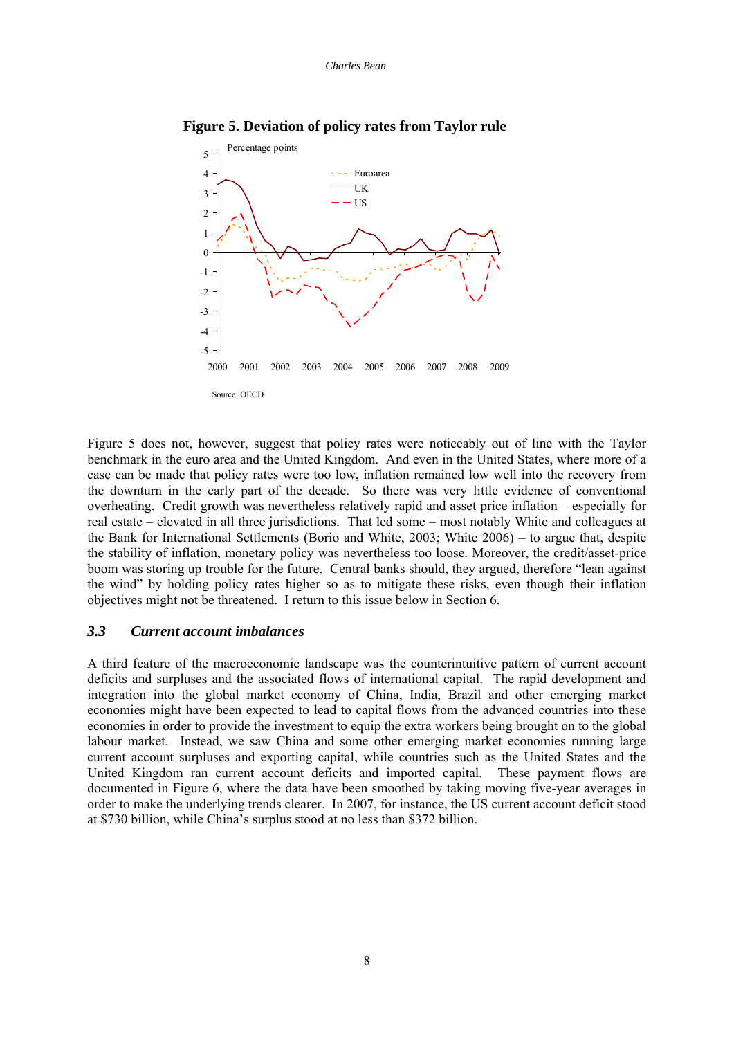**Figure 5. Deviation of policy rates from Taylor rule**

Source: OECD

Figure 5 does not, however, suggest that policy rates were noticeably out of line with the Taylor benchmark in the euro area and the United Kingdom. And even in the United States, where more of a case can be made that policy rates were too low, inflation remained low well into the recovery from the downturn in the early part of the decade. So there was very little evidence of conventional overheating. Credit growth was nevertheless relatively rapid and asset price inflation – especially for real estate – elevated in all three jurisdictions. That led some – most notably White and colleagues at the Bank for International Settlements (Borio and White, 2003; White 2006) – to argue that, despite the stability of inflation, monetary policy was nevertheless too loose. Moreover, the credit/asset-price boom was storing up trouble for the future. Central banks should, they argued, therefore "lean against the wind" by holding policy rates higher so as to mitigate these risks, even though their inflation objectives might not be threatened. I return to this issue below in Section 6.

### *3.3 Current account imbalances*

A third feature of the macroeconomic landscape was the counterintuitive pattern of current account deficits and surpluses and the associated flows of international capital. The rapid development and integration into the global market economy of China, India, Brazil and other emerging market economies might have been expected to lead to capital flows from the advanced countries into these economies in order to provide the investment to equip the extra workers being brought on to the global labour market. Instead, we saw China and some other emerging market economies running large current account surpluses and exporting capital, while countries such as the United States and the United Kingdom ran current account deficits and imported capital. These payment flows are documented in Figure 6, where the data have been smoothed by taking moving five-year averages in order to make the underlying trends clearer. In 2007, for instance, the US current account deficit stood at $730 billion, while China's surplus stood at no less than $372 billion.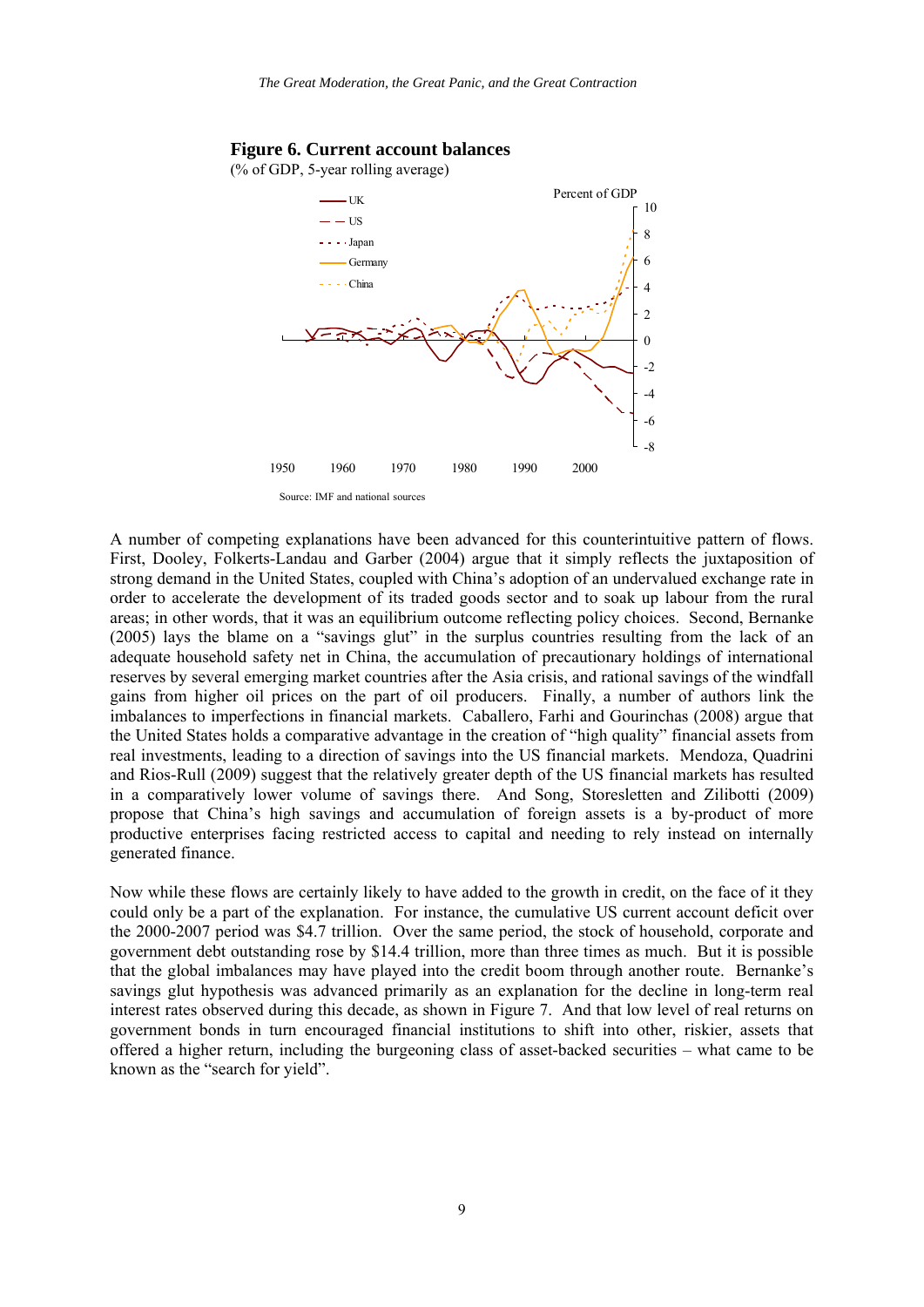**Figure 6. Current account balances**

(% of GDP, 5-year rolling average)

Source: IMF and national sources

A number of competing explanations have been advanced for this counterintuitive pattern of flows. First, Dooley, Folkerts-Landau and Garber (2004) argue that it simply reflects the juxtaposition of strong demand in the United States, coupled with China's adoption of an undervalued exchange rate in order to accelerate the development of its traded goods sector and to soak up labour from the rural areas; in other words, that it was an equilibrium outcome reflecting policy choices. Second, Bernanke (2005) lays the blame on a "savings glut" in the surplus countries resulting from the lack of an adequate household safety net in China, the accumulation of precautionary holdings of international reserves by several emerging market countries after the Asia crisis, and rational savings of the windfall gains from higher oil prices on the part of oil producers. Finally, a number of authors link the imbalances to imperfections in financial markets. Caballero, Farhi and Gourinchas (2008) argue that the United States holds a comparative advantage in the creation of "high quality" financial assets from real investments, leading to a direction of savings into the US financial markets. Mendoza, Quadrini and Rios-Rull (2009) suggest that the relatively greater depth of the US financial markets has resulted in a comparatively lower volume of savings there. And Song, Storesletten and Zilibotti (2009) propose that China's high savings and accumulation of foreign assets is a by-product of more productive enterprises facing restricted access to capital and needing to rely instead on internally generated finance.

Now while these flows are certainly likely to have added to the growth in credit, on the face of it they could only be a part of the explanation. For instance, the cumulative US current account deficit over the 2000-2007 period was \$4.7 trillion. Over the same period, the stock of household, corporate and government debt outstanding rose by \$14.4 trillion, more than three times as much. But it is possible that the global imbalances may have played into the credit boom through another route. Bernanke's savings glut hypothesis was advanced primarily as an explanation for the decline in long-term real interest rates observed during this decade, as shown in Figure 7. And that low level of real returns on government bonds in turn encouraged financial institutions to shift into other, riskier, assets that offered a higher return, including the burgeoning class of asset-backed securities – what came to be known as the "search for yield".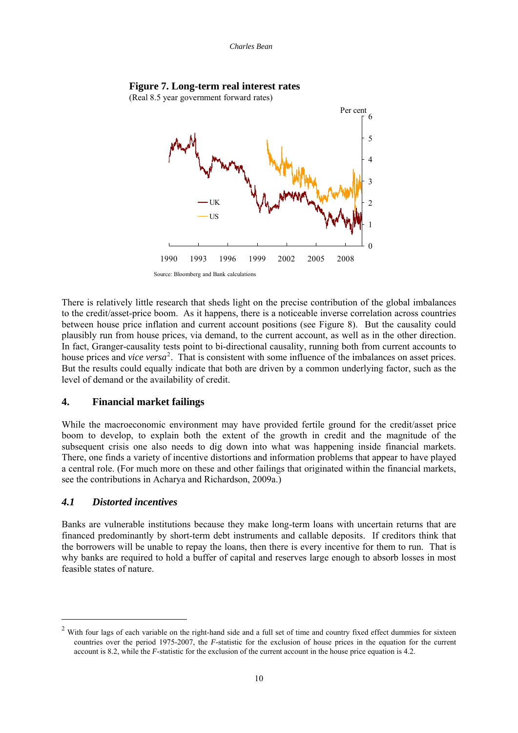**Figure 7. Long-term real interest rates**
(Real 8.5 year government forward rates)

Source: Bloomberg and Bank calculations

There is relatively little research that sheds light on the precise contribution of the global imbalances to the credit/asset-price boom. As it happens, there is a noticeable inverse correlation across countries between house price inflation and current account positions (see Figure 8). But the causality could plausibly run from house prices, via demand, to the current account, as well as in the other direction. In fact, Granger-causality tests point to bi-directional causality, running both from current accounts to house prices and *vice versa*[2]. That is consistent with some influence of the imbalances on asset prices. But the results could equally indicate that both are driven by a common underlying factor, such as the level of demand or the availability of credit.

## 4. Financial market failings

While the macroeconomic environment may have provided fertile ground for the credit/asset price boom to develop, to explain both the extent of the growth in credit and the magnitude of the subsequent crisis one also needs to dig down into what was happening inside financial markets. There, one finds a variety of incentive distortions and information problems that appear to have played a central role. (For much more on these and other failings that originated within the financial markets, see the contributions in Acharya and Richardson, 2009a.)

### *4.1 Distorted incentives*

Banks are vulnerable institutions because they make long-term loans with uncertain returns that are financed predominantly by short-term debt instruments and callable deposits. If creditors think that the borrowers will be unable to repay the loans, then there is every incentive for them to run. That is why banks are required to hold a buffer of capital and reserves large enough to absorb losses in most feasible states of nature.

---

[2] With four lags of each variable on the right-hand side and a full set of time and country fixed effect dummies for sixteen countries over the period 1975-2007, the *F*-statistic for the exclusion of house prices in the equation for the current account is 8.2, while the *F*-statistic for the exclusion of the current account in the house price equation is 4.2.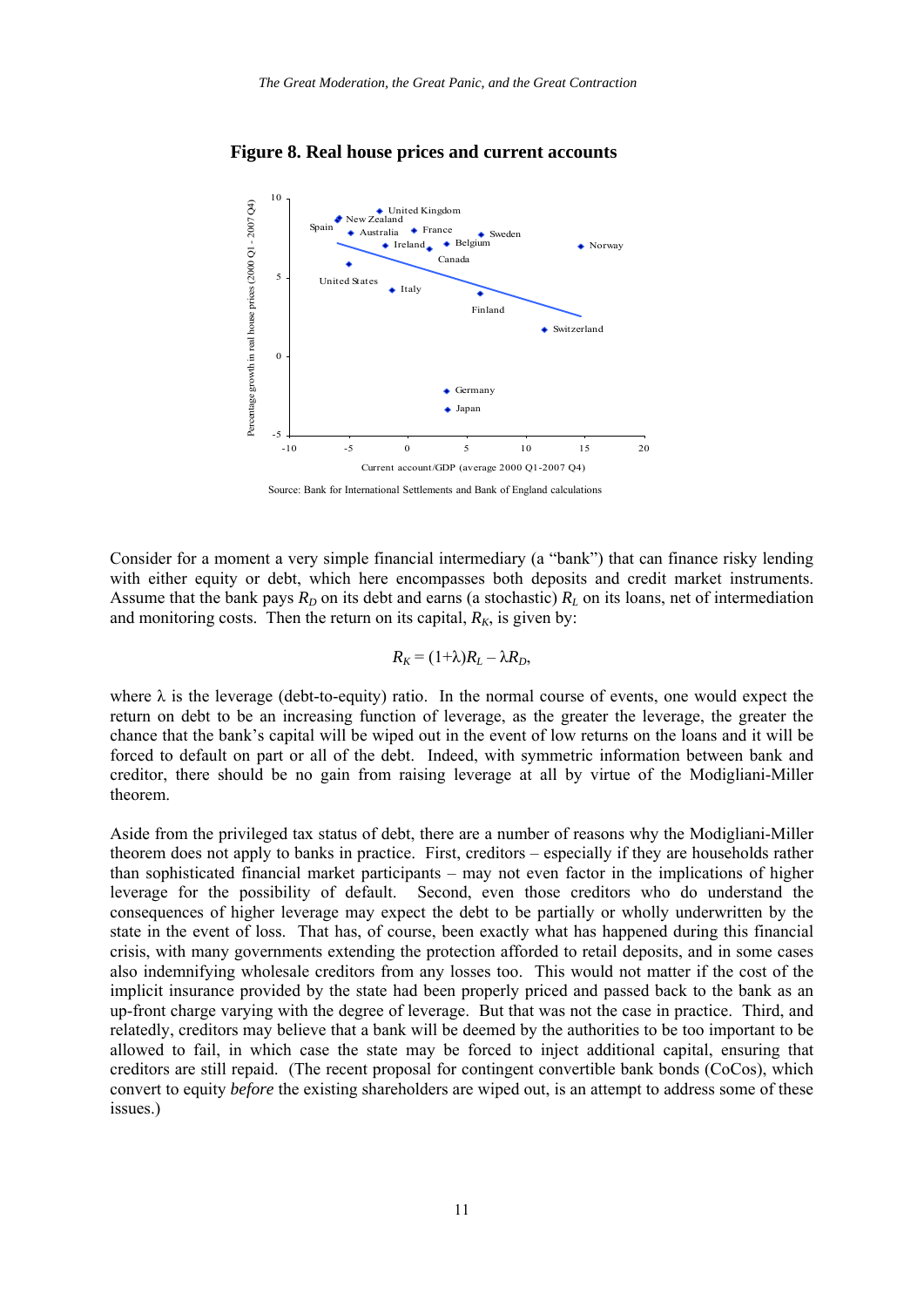**Figure 8. Real house prices and current accounts**

Source: Bank for International Settlements and Bank of England calculations

Consider for a moment a very simple financial intermediary (a "bank") that can finance risky lending with either equity or debt, which here encompasses both deposits and credit market instruments. Assume that the bank pays $R_D$ on its debt and earns (a stochastic) $R_L$ on its loans, net of intermediation and monitoring costs. Then the return on its capital, $R_K$, is given by:

$$R_K = (1+\lambda)R_L - \lambda R_D,$$

where $\lambda$ is the leverage (debt-to-equity) ratio. In the normal course of events, one would expect the return on debt to be an increasing function of leverage, as the greater the leverage, the greater the chance that the bank's capital will be wiped out in the event of low returns on the loans and it will be forced to default on part or all of the debt. Indeed, with symmetric information between bank and creditor, there should be no gain from raising leverage at all by virtue of the Modigliani-Miller theorem.

Aside from the privileged tax status of debt, there are a number of reasons why the Modigliani-Miller theorem does not apply to banks in practice. First, creditors – especially if they are households rather than sophisticated financial market participants – may not even factor in the implications of higher leverage for the possibility of default. Second, even those creditors who do understand the consequences of higher leverage may expect the debt to be partially or wholly underwritten by the state in the event of loss. That has, of course, been exactly what has happened during this financial crisis, with many governments extending the protection afforded to retail deposits, and in some cases also indemnifying wholesale creditors from any losses too. This would not matter if the cost of the implicit insurance provided by the state had been properly priced and passed back to the bank as an up-front charge varying with the degree of leverage. But that was not the case in practice. Third, and relatedly, creditors may believe that a bank will be deemed by the authorities to be too important to be allowed to fail, in which case the state may be forced to inject additional capital, ensuring that creditors are still repaid. (The recent proposal for contingent convertible bank bonds (CoCos), which convert to equity *before* the existing shareholders are wiped out, is an attempt to address some of these issues.)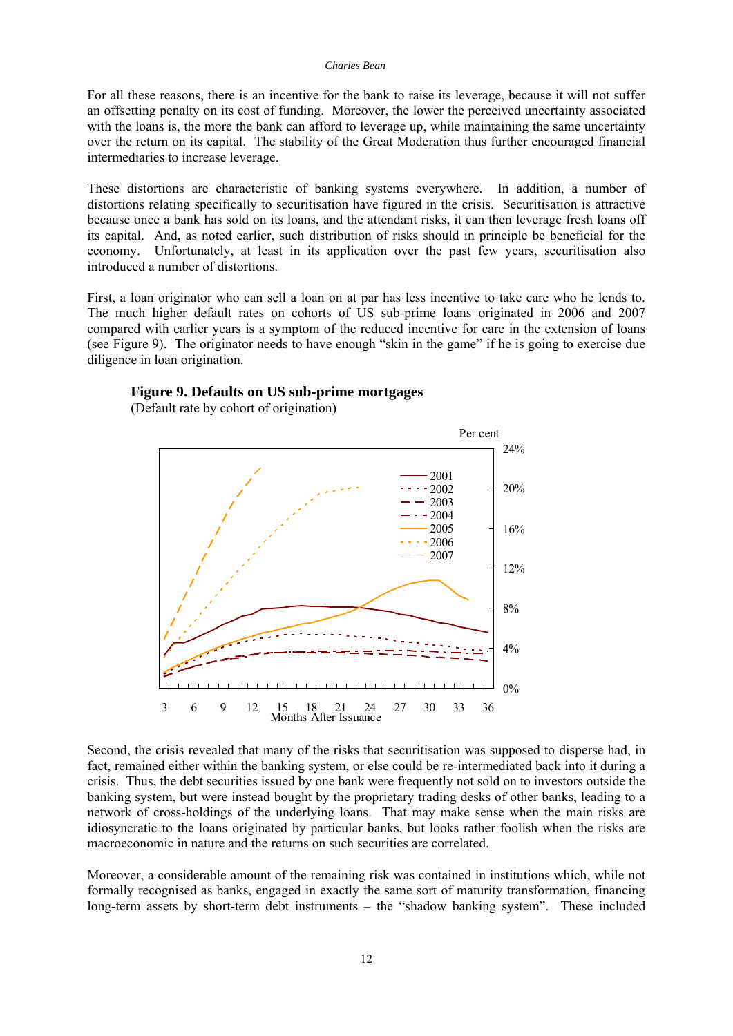For all these reasons, there is an incentive for the bank to raise its leverage, because it will not suffer an offsetting penalty on its cost of funding. Moreover, the lower the perceived uncertainty associated with the loans is, the more the bank can afford to leverage up, while maintaining the same uncertainty over the return on its capital. The stability of the Great Moderation thus further encouraged financial intermediaries to increase leverage.

These distortions are characteristic of banking systems everywhere. In addition, a number of distortions relating specifically to securitisation have figured in the crisis. Securitisation is attractive because once a bank has sold on its loans, and the attendant risks, it can then leverage fresh loans off its capital. And, as noted earlier, such distribution of risks should in principle be beneficial for the economy. Unfortunately, at least in its application over the past few years, securitisation also introduced a number of distortions.

First, a loan originator who can sell a loan on at par has less incentive to take care who he lends to. The much higher default rates on cohorts of US sub-prime loans originated in 2006 and 2007 compared with earlier years is a symptom of the reduced incentive for care in the extension of loans (see Figure 9). The originator needs to have enough "skin in the game" if he is going to exercise due diligence in loan origination.

**Figure 9. Defaults on US sub-prime mortgages**
(Default rate by cohort of origination)

Per cent
24%
20%
16%
12%
8%
4%
0%

2001
2002
2003
2004
2005
2006
2007

3 6 9 12 15 18 21 24 27 30 33 36
Months After Issuance

Second, the crisis revealed that many of the risks that securitisation was supposed to disperse had, in fact, remained either within the banking system, or else could be re-intermediated back into it during a crisis. Thus, the debt securities issued by one bank were frequently not sold on to investors outside the banking system, but were instead bought by the proprietary trading desks of other banks, leading to a network of cross-holdings of the underlying loans. That may make sense when the main risks are idiosyncratic to the loans originated by particular banks, but looks rather foolish when the risks are macroeconomic in nature and the returns on such securities are correlated.

Moreover, a considerable amount of the remaining risk was contained in institutions which, while not formally recognised as banks, engaged in exactly the same sort of maturity transformation, financing long-term assets by short-term debt instruments – the "shadow banking system". These included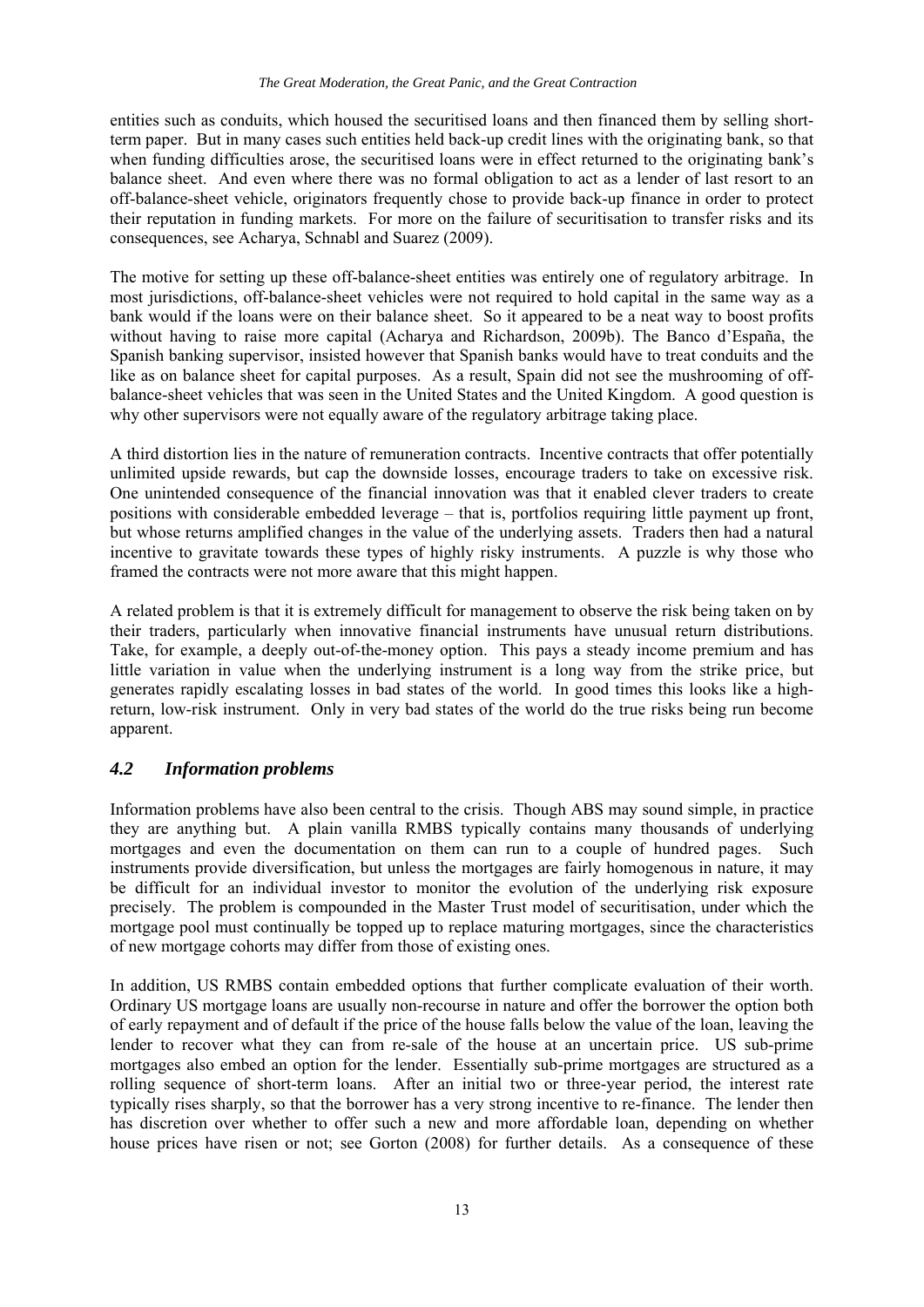entities such as conduits, which housed the securitised loans and then financed them by selling short-term paper. But in many cases such entities held back-up credit lines with the originating bank, so that when funding difficulties arose, the securitised loans were in effect returned to the originating bank's balance sheet. And even where there was no formal obligation to act as a lender of last resort to an off-balance-sheet vehicle, originators frequently chose to provide back-up finance in order to protect their reputation in funding markets. For more on the failure of securitisation to transfer risks and its consequences, see Acharya, Schnabl and Suarez (2009).

The motive for setting up these off-balance-sheet entities was entirely one of regulatory arbitrage. In most jurisdictions, off-balance-sheet vehicles were not required to hold capital in the same way as a bank would if the loans were on their balance sheet. So it appeared to be a neat way to boost profits without having to raise more capital (Acharya and Richardson, 2009b). The Banco d'España, the Spanish banking supervisor, insisted however that Spanish banks would have to treat conduits and the like as on balance sheet for capital purposes. As a result, Spain did not see the mushrooming of off-balance-sheet vehicles that was seen in the United States and the United Kingdom. A good question is why other supervisors were not equally aware of the regulatory arbitrage taking place.

A third distortion lies in the nature of remuneration contracts. Incentive contracts that offer potentially unlimited upside rewards, but cap the downside losses, encourage traders to take on excessive risk. One unintended consequence of the financial innovation was that it enabled clever traders to create positions with considerable embedded leverage – that is, portfolios requiring little payment up front, but whose returns amplified changes in the value of the underlying assets. Traders then had a natural incentive to gravitate towards these types of highly risky instruments. A puzzle is why those who framed the contracts were not more aware that this might happen.

A related problem is that it is extremely difficult for management to observe the risk being taken on by their traders, particularly when innovative financial instruments have unusual return distributions. Take, for example, a deeply out-of-the-money option. This pays a steady income premium and has little variation in value when the underlying instrument is a long way from the strike price, but generates rapidly escalating losses in bad states of the world. In good times this looks like a high-return, low-risk instrument. Only in very bad states of the world do the true risks being run become apparent.

### *4.2 Information problems*

Information problems have also been central to the crisis. Though ABS may sound simple, in practice they are anything but. A plain vanilla RMBS typically contains many thousands of underlying mortgages and even the documentation on them can run to a couple of hundred pages. Such instruments provide diversification, but unless the mortgages are fairly homogenous in nature, it may be difficult for an individual investor to monitor the evolution of the underlying risk exposure precisely. The problem is compounded in the Master Trust model of securitisation, under which the mortgage pool must continually be topped up to replace maturing mortgages, since the characteristics of new mortgage cohorts may differ from those of existing ones.

In addition, US RMBS contain embedded options that further complicate evaluation of their worth. Ordinary US mortgage loans are usually non-recourse in nature and offer the borrower the option both of early repayment and of default if the price of the house falls below the value of the loan, leaving the lender to recover what they can from re-sale of the house at an uncertain price. US sub-prime mortgages also embed an option for the lender. Essentially sub-prime mortgages are structured as a rolling sequence of short-term loans. After an initial two or three-year period, the interest rate typically rises sharply, so that the borrower has a very strong incentive to re-finance. The lender then has discretion over whether to offer such a new and more affordable loan, depending on whether house prices have risen or not; see Gorton (2008) for further details. As a consequence of these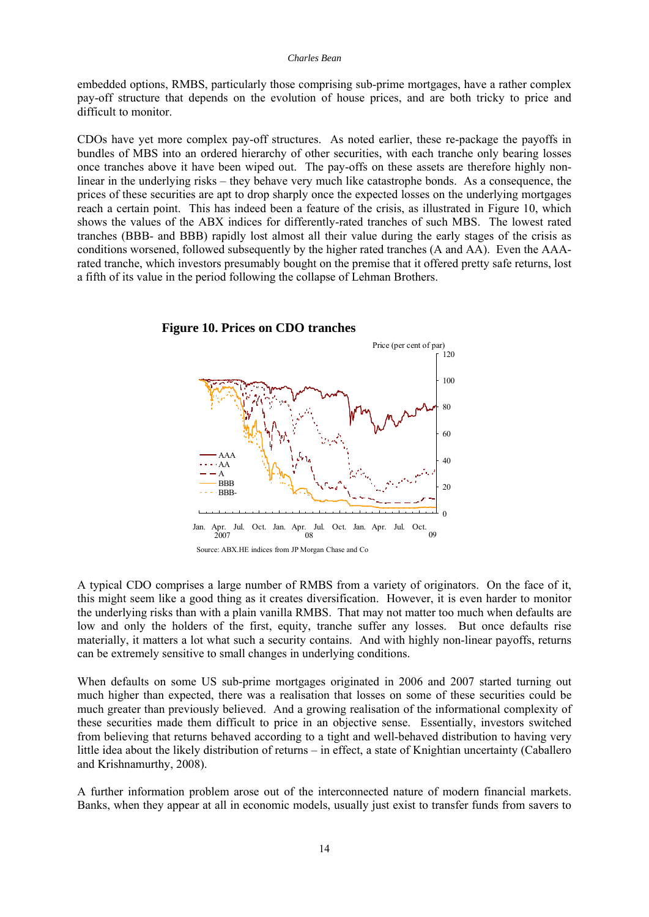embedded options, RMBS, particularly those comprising sub-prime mortgages, have a rather complex pay-off structure that depends on the evolution of house prices, and are both tricky to price and difficult to monitor.

CDOs have yet more complex pay-off structures. As noted earlier, these re-package the payoffs in bundles of MBS into an ordered hierarchy of other securities, with each tranche only bearing losses once tranches above it have been wiped out. The pay-offs on these assets are therefore highly non-linear in the underlying risks – they behave very much like catastrophe bonds. As a consequence, the prices of these securities are apt to drop sharply once the expected losses on the underlying mortgages reach a certain point. This has indeed been a feature of the crisis, as illustrated in Figure 10, which shows the values of the ABX indices for differently-rated tranches of such MBS. The lowest rated tranches (BBB- and BBB) rapidly lost almost all their value during the early stages of the crisis as conditions worsened, followed subsequently by the higher rated tranches (A and AA). Even the AAA-rated tranche, which investors presumably bought on the premise that it offered pretty safe returns, lost a fifth of its value in the period following the collapse of Lehman Brothers.

**Figure 10. Prices on CDO tranches**

Source: ABX.HE indices from JP Morgan Chase and Co

A typical CDO comprises a large number of RMBS from a variety of originators. On the face of it, this might seem like a good thing as it creates diversification. However, it is even harder to monitor the underlying risks than with a plain vanilla RMBS. That may not matter too much when defaults are low and only the holders of the first, equity, tranche suffer any losses. But once defaults rise materially, it matters a lot what such a security contains. And with highly non-linear payoffs, returns can be extremely sensitive to small changes in underlying conditions.

When defaults on some US sub-prime mortgages originated in 2006 and 2007 started turning out much higher than expected, there was a realisation that losses on some of these securities could be much greater than previously believed. And a growing realisation of the informational complexity of these securities made them difficult to price in an objective sense. Essentially, investors switched from believing that returns behaved according to a tight and well-behaved distribution to having very little idea about the likely distribution of returns – in effect, a state of Knightian uncertainty (Caballero and Krishnamurthy, 2008).

A further information problem arose out of the interconnected nature of modern financial markets. Banks, when they appear at all in economic models, usually just exist to transfer funds from savers to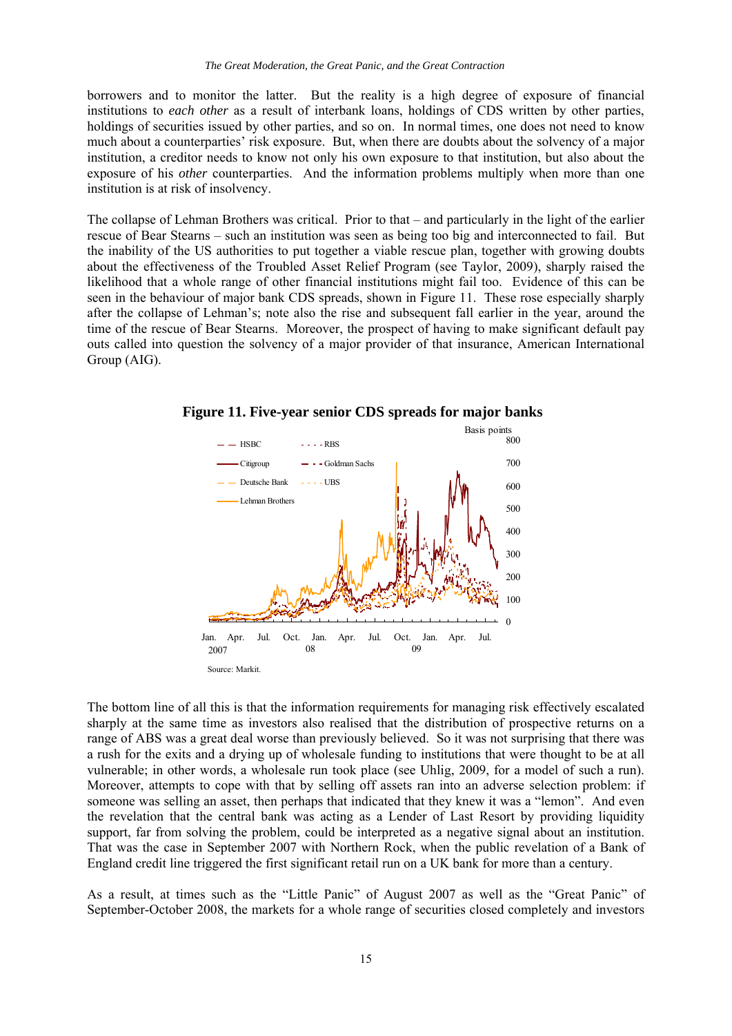borrowers and to monitor the latter. But the reality is a high degree of exposure of financial institutions to *each other* as a result of interbank loans, holdings of CDS written by other parties, holdings of securities issued by other parties, and so on. In normal times, one does not need to know much about a counterparties' risk exposure. But, when there are doubts about the solvency of a major institution, a creditor needs to know not only his own exposure to that institution, but also about the exposure of his *other* counterparties. And the information problems multiply when more than one institution is at risk of insolvency.

The collapse of Lehman Brothers was critical. Prior to that – and particularly in the light of the earlier rescue of Bear Stearns – such an institution was seen as being too big and interconnected to fail. But the inability of the US authorities to put together a viable rescue plan, together with growing doubts about the effectiveness of the Troubled Asset Relief Program (see Taylor, 2009), sharply raised the likelihood that a whole range of other financial institutions might fail too. Evidence of this can be seen in the behaviour of major bank CDS spreads, shown in Figure 11. These rose especially sharply after the collapse of Lehman's; note also the rise and subsequent fall earlier in the year, around the time of the rescue of Bear Stearns. Moreover, the prospect of having to make significant default pay outs called into question the solvency of a major provider of that insurance, American International Group (AIG).

**Figure 11. Five-year senior CDS spreads for major banks**

Source: Markit.

The bottom line of all this is that the information requirements for managing risk effectively escalated sharply at the same time as investors also realised that the distribution of prospective returns on a range of ABS was a great deal worse than previously believed. So it was not surprising that there was a rush for the exits and a drying up of wholesale funding to institutions that were thought to be at all vulnerable; in other words, a wholesale run took place (see Uhlig, 2009, for a model of such a run). Moreover, attempts to cope with that by selling off assets ran into an adverse selection problem: if someone was selling an asset, then perhaps that indicated that they knew it was a "lemon". And even the revelation that the central bank was acting as a Lender of Last Resort by providing liquidity support, far from solving the problem, could be interpreted as a negative signal about an institution. That was the case in September 2007 with Northern Rock, when the public revelation of a Bank of England credit line triggered the first significant retail run on a UK bank for more than a century.

As a result, at times such as the "Little Panic" of August 2007 as well as the "Great Panic" of September-October 2008, the markets for a whole range of securities closed completely and investors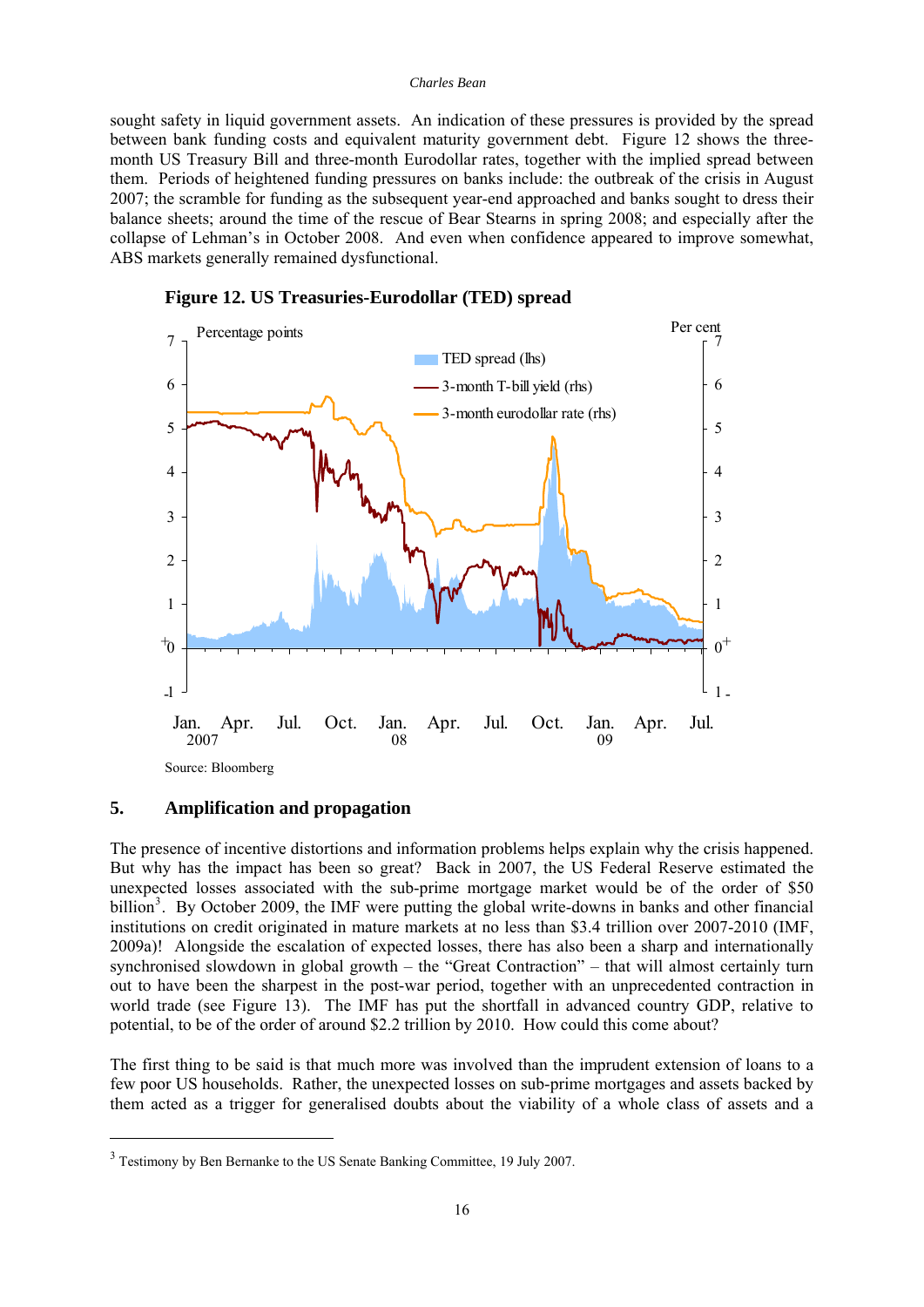sought safety in liquid government assets. An indication of these pressures is provided by the spread between bank funding costs and equivalent maturity government debt. Figure 12 shows the three-month US Treasury Bill and three-month Eurodollar rates, together with the implied spread between them. Periods of heightened funding pressures on banks include: the outbreak of the crisis in August 2007; the scramble for funding as the subsequent year-end approached and banks sought to dress their balance sheets; around the time of the rescue of Bear Stearns in spring 2008; and especially after the collapse of Lehman's in October 2008. And even when confidence appeared to improve somewhat, ABS markets generally remained dysfunctional.

**Figure 12. US Treasuries-Eurodollar (TED) spread**

Source: Bloomberg

## 5. Amplification and propagation

The presence of incentive distortions and information problems helps explain why the crisis happened. But why has the impact has been so great? Back in 2007, the US Federal Reserve estimated the unexpected losses associated with the sub-prime mortgage market would be of the order of $50 billion[3]. By October 2009, the IMF were putting the global write-downs in banks and other financial institutions on credit originated in mature markets at no less than $3.4 trillion over 2007-2010 (IMF, 2009a)! Alongside the escalation of expected losses, there has also been a sharp and internationally synchronised slowdown in global growth – the "Great Contraction" – that will almost certainly turn out to have been the sharpest in the post-war period, together with an unprecedented contraction in world trade (see Figure 13). The IMF has put the shortfall in advanced country GDP, relative to potential, to be of the order of around $2.2 trillion by 2010. How could this come about?

The first thing to be said is that much more was involved than the imprudent extension of loans to a few poor US households. Rather, the unexpected losses on sub-prime mortgages and assets backed by them acted as a trigger for generalised doubts about the viability of a whole class of assets and a

---

[3] Testimony by Ben Bernanke to the US Senate Banking Committee, 19 July 2007.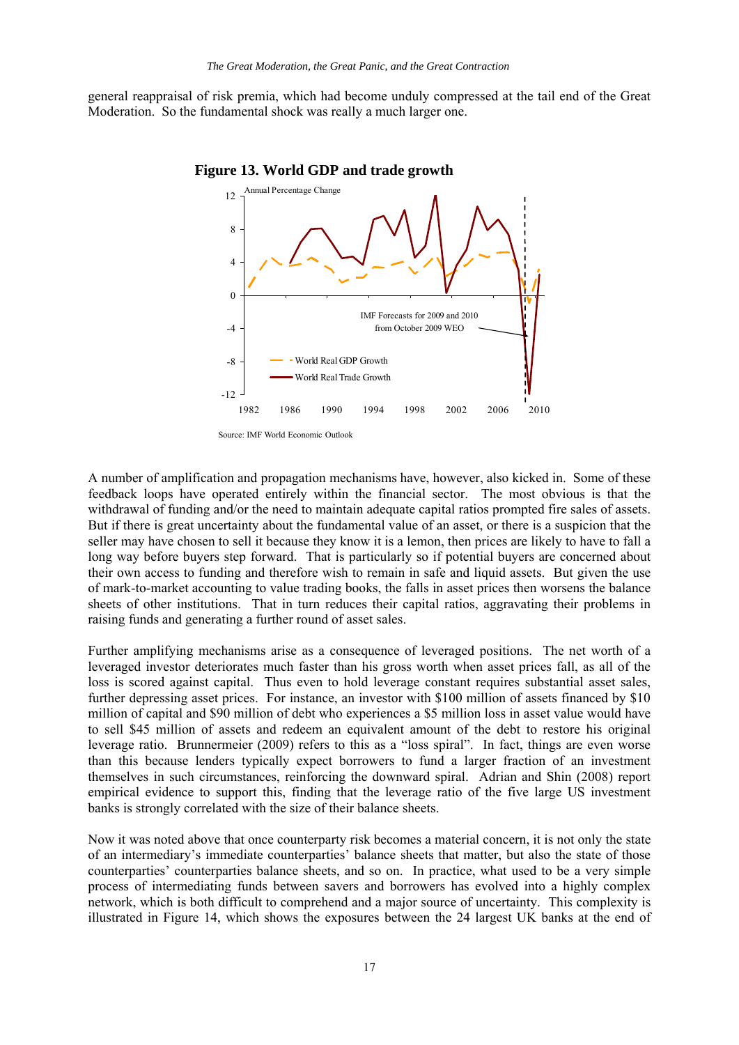general reappraisal of risk premia, which had become unduly compressed at the tail end of the Great Moderation. So the fundamental shock was really a much larger one.

**Figure 13. World GDP and trade growth**

Source: IMF World Economic Outlook

A number of amplification and propagation mechanisms have, however, also kicked in. Some of these feedback loops have operated entirely within the financial sector. The most obvious is that the withdrawal of funding and/or the need to maintain adequate capital ratios prompted fire sales of assets. But if there is great uncertainty about the fundamental value of an asset, or there is a suspicion that the seller may have chosen to sell it because they know it is a lemon, then prices are likely to have to fall a long way before buyers step forward. That is particularly so if potential buyers are concerned about their own access to funding and therefore wish to remain in safe and liquid assets. But given the use of mark-to-market accounting to value trading books, the falls in asset prices then worsens the balance sheets of other institutions. That in turn reduces their capital ratios, aggravating their problems in raising funds and generating a further round of asset sales.

Further amplifying mechanisms arise as a consequence of leveraged positions. The net worth of a leveraged investor deteriorates much faster than his gross worth when asset prices fall, as all of the loss is scored against capital. Thus even to hold leverage constant requires substantial asset sales, further depressing asset prices. For instance, an investor with $100 million of assets financed by $10 million of capital and $90 million of debt who experiences a $5 million loss in asset value would have to sell $45 million of assets and redeem an equivalent amount of the debt to restore his original leverage ratio. Brunnermeier (2009) refers to this as a "loss spiral". In fact, things are even worse than this because lenders typically expect borrowers to fund a larger fraction of an investment themselves in such circumstances, reinforcing the downward spiral. Adrian and Shin (2008) report empirical evidence to support this, finding that the leverage ratio of the five large US investment banks is strongly correlated with the size of their balance sheets.

Now it was noted above that once counterparty risk becomes a material concern, it is not only the state of an intermediary's immediate counterparties' balance sheets that matter, but also the state of those counterparties' counterparties balance sheets, and so on. In practice, what used to be a very simple process of intermediating funds between savers and borrowers has evolved into a highly complex network, which is both difficult to comprehend and a major source of uncertainty. This complexity is illustrated in Figure 14, which shows the exposures between the 24 largest UK banks at the end of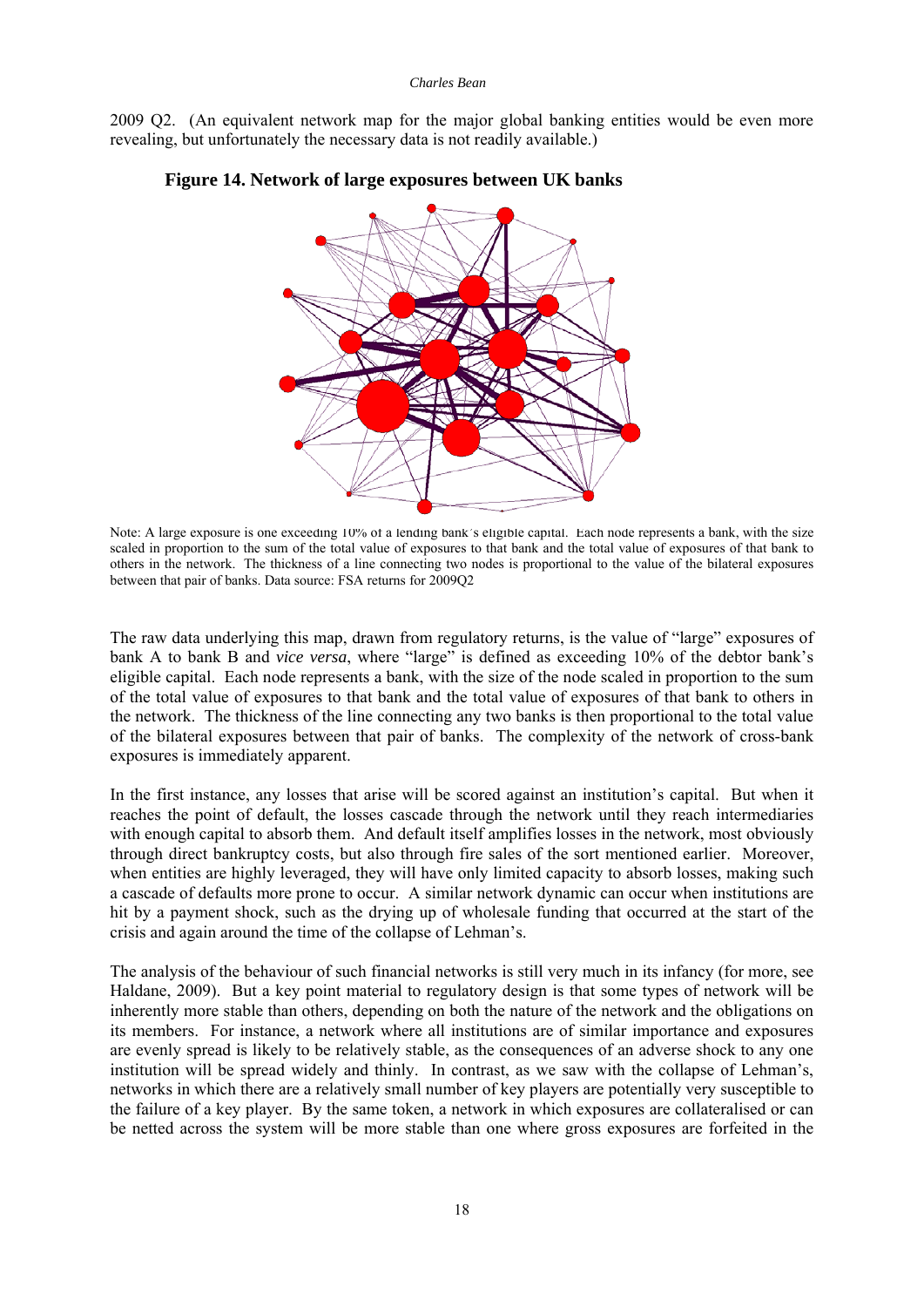2009 Q2. (An equivalent network map for the major global banking entities would be even more revealing, but unfortunately the necessary data is not readily available.)

**Figure 14. Network of large exposures between UK banks**

Note: A large exposure is one exceeding 10% of a lending bank´s eligible capital. Each node represents a bank, with the size scaled in proportion to the sum of the total value of exposures to that bank and the total value of exposures of that bank to others in the network. The thickness of a line connecting two nodes is proportional to the value of the bilateral exposures between that pair of banks. Data source: FSA returns for 2009Q2

The raw data underlying this map, drawn from regulatory returns, is the value of "large" exposures of bank A to bank B and *vice versa*, where "large" is defined as exceeding 10% of the debtor bank's eligible capital. Each node represents a bank, with the size of the node scaled in proportion to the sum of the total value of exposures to that bank and the total value of exposures of that bank to others in the network. The thickness of the line connecting any two banks is then proportional to the total value of the bilateral exposures between that pair of banks. The complexity of the network of cross-bank exposures is immediately apparent.

In the first instance, any losses that arise will be scored against an institution's capital. But when it reaches the point of default, the losses cascade through the network until they reach intermediaries with enough capital to absorb them. And default itself amplifies losses in the network, most obviously through direct bankruptcy costs, but also through fire sales of the sort mentioned earlier. Moreover, when entities are highly leveraged, they will have only limited capacity to absorb losses, making such a cascade of defaults more prone to occur. A similar network dynamic can occur when institutions are hit by a payment shock, such as the drying up of wholesale funding that occurred at the start of the crisis and again around the time of the collapse of Lehman's.

The analysis of the behaviour of such financial networks is still very much in its infancy (for more, see Haldane, 2009). But a key point material to regulatory design is that some types of network will be inherently more stable than others, depending on both the nature of the network and the obligations on its members. For instance, a network where all institutions are of similar importance and exposures are evenly spread is likely to be relatively stable, as the consequences of an adverse shock to any one institution will be spread widely and thinly. In contrast, as we saw with the collapse of Lehman's, networks in which there are a relatively small number of key players are potentially very susceptible to the failure of a key player. By the same token, a network in which exposures are collateralised or can be netted across the system will be more stable than one where gross exposures are forfeited in the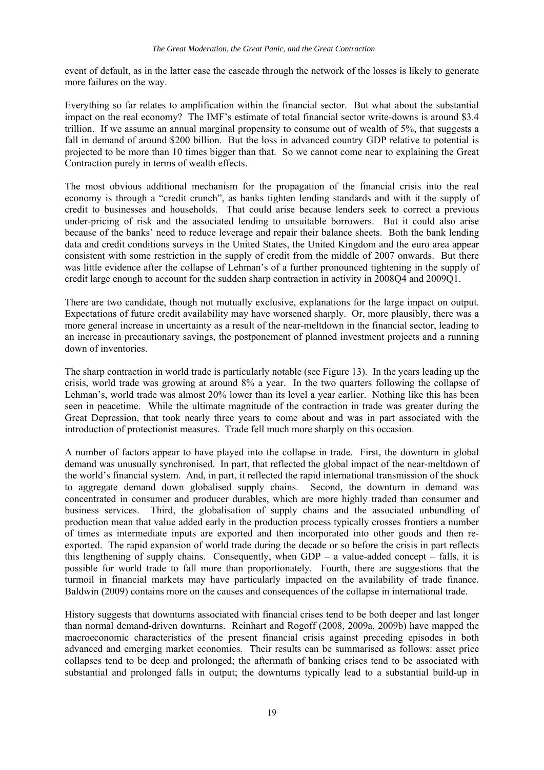event of default, as in the latter case the cascade through the network of the losses is likely to generate more failures on the way.

Everything so far relates to amplification within the financial sector. But what about the substantial impact on the real economy? The IMF's estimate of total financial sector write-downs is around $3.4 trillion. If we assume an annual marginal propensity to consume out of wealth of 5%, that suggests a fall in demand of around $200 billion. But the loss in advanced country GDP relative to potential is projected to be more than 10 times bigger than that. So we cannot come near to explaining the Great Contraction purely in terms of wealth effects.

The most obvious additional mechanism for the propagation of the financial crisis into the real economy is through a "credit crunch", as banks tighten lending standards and with it the supply of credit to businesses and households. That could arise because lenders seek to correct a previous under-pricing of risk and the associated lending to unsuitable borrowers. But it could also arise because of the banks' need to reduce leverage and repair their balance sheets. Both the bank lending data and credit conditions surveys in the United States, the United Kingdom and the euro area appear consistent with some restriction in the supply of credit from the middle of 2007 onwards. But there was little evidence after the collapse of Lehman's of a further pronounced tightening in the supply of credit large enough to account for the sudden sharp contraction in activity in 2008Q4 and 2009Q1.

There are two candidate, though not mutually exclusive, explanations for the large impact on output. Expectations of future credit availability may have worsened sharply. Or, more plausibly, there was a more general increase in uncertainty as a result of the near-meltdown in the financial sector, leading to an increase in precautionary savings, the postponement of planned investment projects and a running down of inventories.

The sharp contraction in world trade is particularly notable (see Figure 13). In the years leading up the crisis, world trade was growing at around 8% a year. In the two quarters following the collapse of Lehman's, world trade was almost 20% lower than its level a year earlier. Nothing like this has been seen in peacetime. While the ultimate magnitude of the contraction in trade was greater during the Great Depression, that took nearly three years to come about and was in part associated with the introduction of protectionist measures. Trade fell much more sharply on this occasion.

A number of factors appear to have played into the collapse in trade. First, the downturn in global demand was unusually synchronised. In part, that reflected the global impact of the near-meltdown of the world's financial system. And, in part, it reflected the rapid international transmission of the shock to aggregate demand down globalised supply chains. Second, the downturn in demand was concentrated in consumer and producer durables, which are more highly traded than consumer and business services. Third, the globalisation of supply chains and the associated unbundling of production mean that value added early in the production process typically crosses frontiers a number of times as intermediate inputs are exported and then incorporated into other goods and then re-exported. The rapid expansion of world trade during the decade or so before the crisis in part reflects this lengthening of supply chains. Consequently, when GDP – a value-added concept – falls, it is possible for world trade to fall more than proportionately. Fourth, there are suggestions that the turmoil in financial markets may have particularly impacted on the availability of trade finance. Baldwin (2009) contains more on the causes and consequences of the collapse in international trade.

History suggests that downturns associated with financial crises tend to be both deeper and last longer than normal demand-driven downturns. Reinhart and Rogoff (2008, 2009a, 2009b) have mapped the macroeconomic characteristics of the present financial crisis against preceding episodes in both advanced and emerging market economies. Their results can be summarised as follows: asset price collapses tend to be deep and prolonged; the aftermath of banking crises tend to be associated with substantial and prolonged falls in output; the downturns typically lead to a substantial build-up in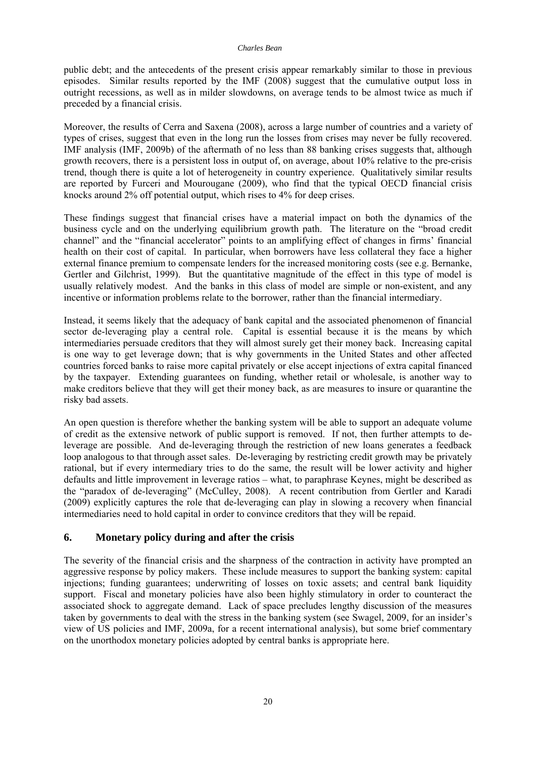public debt; and the antecedents of the present crisis appear remarkably similar to those in previous episodes. Similar results reported by the IMF (2008) suggest that the cumulative output loss in outright recessions, as well as in milder slowdowns, on average tends to be almost twice as much if preceded by a financial crisis.

Moreover, the results of Cerra and Saxena (2008), across a large number of countries and a variety of types of crises, suggest that even in the long run the losses from crises may never be fully recovered. IMF analysis (IMF, 2009b) of the aftermath of no less than 88 banking crises suggests that, although growth recovers, there is a persistent loss in output of, on average, about 10% relative to the pre-crisis trend, though there is quite a lot of heterogeneity in country experience. Qualitatively similar results are reported by Furceri and Mourougane (2009), who find that the typical OECD financial crisis knocks around 2% off potential output, which rises to 4% for deep crises.

These findings suggest that financial crises have a material impact on both the dynamics of the business cycle and on the underlying equilibrium growth path. The literature on the "broad credit channel" and the "financial accelerator" points to an amplifying effect of changes in firms' financial health on their cost of capital. In particular, when borrowers have less collateral they face a higher external finance premium to compensate lenders for the increased monitoring costs (see e.g. Bernanke, Gertler and Gilchrist, 1999). But the quantitative magnitude of the effect in this type of model is usually relatively modest. And the banks in this class of model are simple or non-existent, and any incentive or information problems relate to the borrower, rather than the financial intermediary.

Instead, it seems likely that the adequacy of bank capital and the associated phenomenon of financial sector de-leveraging play a central role. Capital is essential because it is the means by which intermediaries persuade creditors that they will almost surely get their money back. Increasing capital is one way to get leverage down; that is why governments in the United States and other affected countries forced banks to raise more capital privately or else accept injections of extra capital financed by the taxpayer. Extending guarantees on funding, whether retail or wholesale, is another way to make creditors believe that they will get their money back, as are measures to insure or quarantine the risky bad assets.

An open question is therefore whether the banking system will be able to support an adequate volume of credit as the extensive network of public support is removed. If not, then further attempts to de-leverage are possible. And de-leveraging through the restriction of new loans generates a feedback loop analogous to that through asset sales. De-leveraging by restricting credit growth may be privately rational, but if every intermediary tries to do the same, the result will be lower activity and higher defaults and little improvement in leverage ratios – what, to paraphrase Keynes, might be described as the "paradox of de-leveraging" (McCulley, 2008). A recent contribution from Gertler and Karadi (2009) explicitly captures the role that de-leveraging can play in slowing a recovery when financial intermediaries need to hold capital in order to convince creditors that they will be repaid.

## 6. Monetary policy during and after the crisis

The severity of the financial crisis and the sharpness of the contraction in activity have prompted an aggressive response by policy makers. These include measures to support the banking system: capital injections; funding guarantees; underwriting of losses on toxic assets; and central bank liquidity support. Fiscal and monetary policies have also been highly stimulatory in order to counteract the associated shock to aggregate demand. Lack of space precludes lengthy discussion of the measures taken by governments to deal with the stress in the banking system (see Swagel, 2009, for an insider's view of US policies and IMF, 2009a, for a recent international analysis), but some brief commentary on the unorthodox monetary policies adopted by central banks is appropriate here.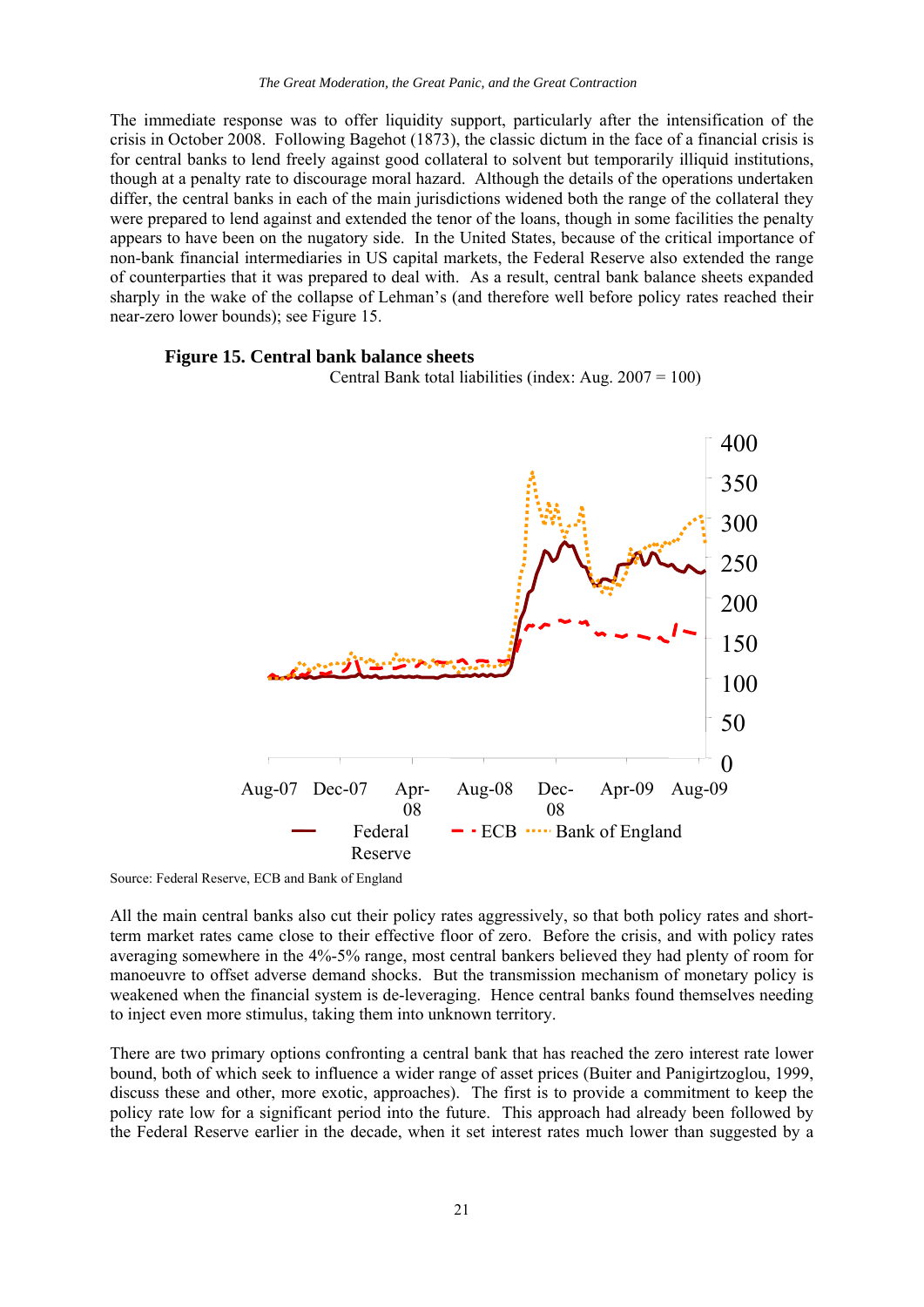The immediate response was to offer liquidity support, particularly after the intensification of the crisis in October 2008. Following Bagehot (1873), the classic dictum in the face of a financial crisis is for central banks to lend freely against good collateral to solvent but temporarily illiquid institutions, though at a penalty rate to discourage moral hazard. Although the details of the operations undertaken differ, the central banks in each of the main jurisdictions widened both the range of the collateral they were prepared to lend against and extended the tenor of the loans, though in some facilities the penalty appears to have been on the nugatory side. In the United States, because of the critical importance of non-bank financial intermediaries in US capital markets, the Federal Reserve also extended the range of counterparties that it was prepared to deal with. As a result, central bank balance sheets expanded sharply in the wake of the collapse of Lehman's (and therefore well before policy rates reached their near-zero lower bounds); see Figure 15.

**Figure 15. Central bank balance sheets**

Central Bank total liabilities (index: Aug. 2007 = 100)

Source: Federal Reserve, ECB and Bank of England

All the main central banks also cut their policy rates aggressively, so that both policy rates and short-term market rates came close to their effective floor of zero. Before the crisis, and with policy rates averaging somewhere in the 4%-5% range, most central bankers believed they had plenty of room for manoeuvre to offset adverse demand shocks. But the transmission mechanism of monetary policy is weakened when the financial system is de-leveraging. Hence central banks found themselves needing to inject even more stimulus, taking them into unknown territory.

There are two primary options confronting a central bank that has reached the zero interest rate lower bound, both of which seek to influence a wider range of asset prices (Buiter and Panigirtzoglou, 1999, discuss these and other, more exotic, approaches). The first is to provide a commitment to keep the policy rate low for a significant period into the future. This approach had already been followed by the Federal Reserve earlier in the decade, when it set interest rates much lower than suggested by a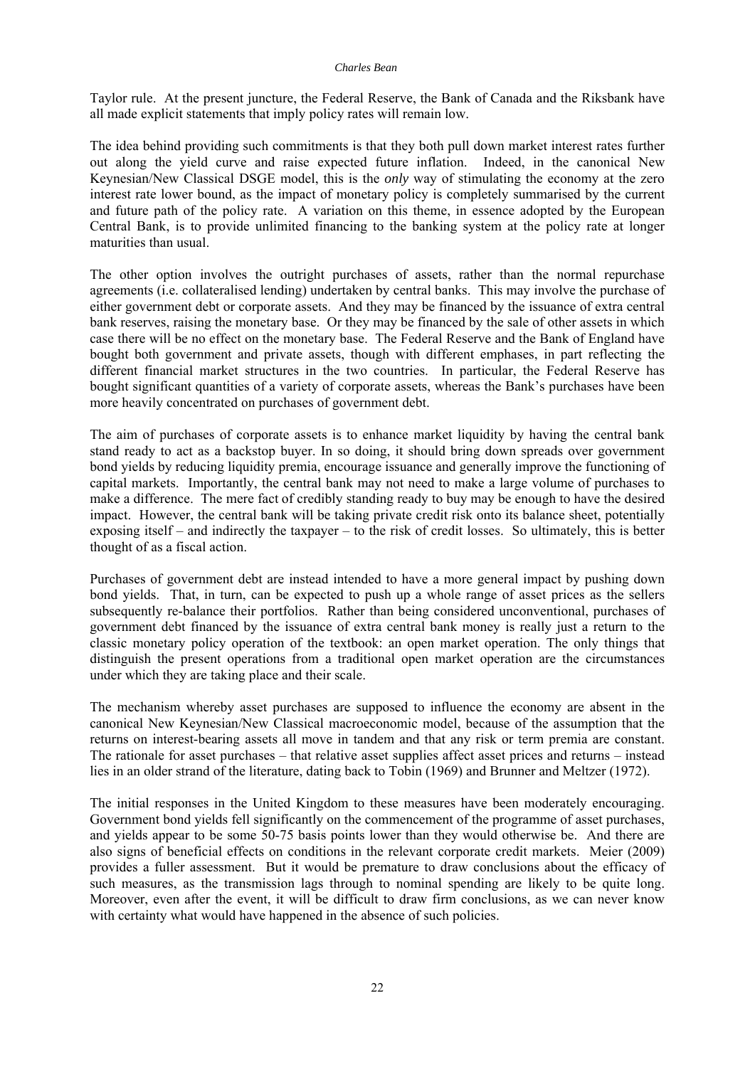Taylor rule. At the present juncture, the Federal Reserve, the Bank of Canada and the Riksbank have all made explicit statements that imply policy rates will remain low.

The idea behind providing such commitments is that they both pull down market interest rates further out along the yield curve and raise expected future inflation. Indeed, in the canonical New Keynesian/New Classical DSGE model, this is the *only* way of stimulating the economy at the zero interest rate lower bound, as the impact of monetary policy is completely summarised by the current and future path of the policy rate. A variation on this theme, in essence adopted by the European Central Bank, is to provide unlimited financing to the banking system at the policy rate at longer maturities than usual.

The other option involves the outright purchases of assets, rather than the normal repurchase agreements (i.e. collateralised lending) undertaken by central banks. This may involve the purchase of either government debt or corporate assets. And they may be financed by the issuance of extra central bank reserves, raising the monetary base. Or they may be financed by the sale of other assets in which case there will be no effect on the monetary base. The Federal Reserve and the Bank of England have bought both government and private assets, though with different emphases, in part reflecting the different financial market structures in the two countries. In particular, the Federal Reserve has bought significant quantities of a variety of corporate assets, whereas the Bank's purchases have been more heavily concentrated on purchases of government debt.

The aim of purchases of corporate assets is to enhance market liquidity by having the central bank stand ready to act as a backstop buyer. In so doing, it should bring down spreads over government bond yields by reducing liquidity premia, encourage issuance and generally improve the functioning of capital markets. Importantly, the central bank may not need to make a large volume of purchases to make a difference. The mere fact of credibly standing ready to buy may be enough to have the desired impact. However, the central bank will be taking private credit risk onto its balance sheet, potentially exposing itself – and indirectly the taxpayer – to the risk of credit losses. So ultimately, this is better thought of as a fiscal action.

Purchases of government debt are instead intended to have a more general impact by pushing down bond yields. That, in turn, can be expected to push up a whole range of asset prices as the sellers subsequently re-balance their portfolios. Rather than being considered unconventional, purchases of government debt financed by the issuance of extra central bank money is really just a return to the classic monetary policy operation of the textbook: an open market operation. The only things that distinguish the present operations from a traditional open market operation are the circumstances under which they are taking place and their scale.

The mechanism whereby asset purchases are supposed to influence the economy are absent in the canonical New Keynesian/New Classical macroeconomic model, because of the assumption that the returns on interest-bearing assets all move in tandem and that any risk or term premia are constant. The rationale for asset purchases – that relative asset supplies affect asset prices and returns – instead lies in an older strand of the literature, dating back to Tobin (1969) and Brunner and Meltzer (1972).

The initial responses in the United Kingdom to these measures have been moderately encouraging. Government bond yields fell significantly on the commencement of the programme of asset purchases, and yields appear to be some 50-75 basis points lower than they would otherwise be. And there are also signs of beneficial effects on conditions in the relevant corporate credit markets. Meier (2009) provides a fuller assessment. But it would be premature to draw conclusions about the efficacy of such measures, as the transmission lags through to nominal spending are likely to be quite long. Moreover, even after the event, it will be difficult to draw firm conclusions, as we can never know with certainty what would have happened in the absence of such policies.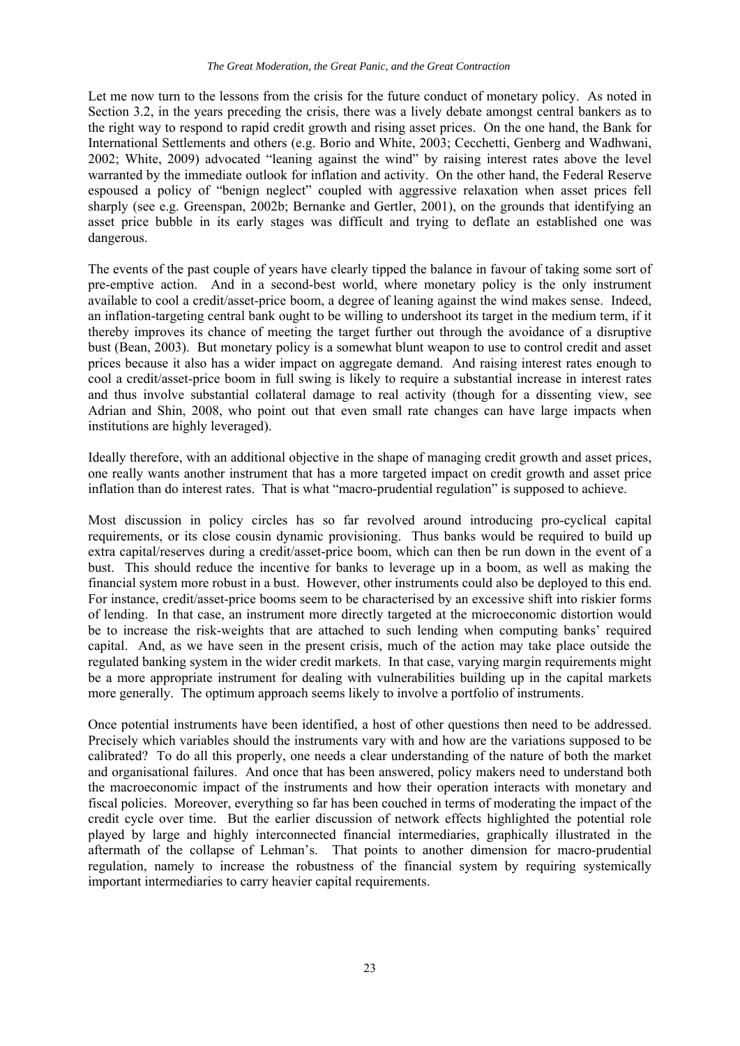Let me now turn to the lessons from the crisis for the future conduct of monetary policy. As noted in Section 3.2, in the years preceding the crisis, there was a lively debate amongst central bankers as to the right way to respond to rapid credit growth and rising asset prices. On the one hand, the Bank for International Settlements and others (e.g. Borio and White, 2003; Cecchetti, Genberg and Wadhwani, 2002; White, 2009) advocated "leaning against the wind" by raising interest rates above the level warranted by the immediate outlook for inflation and activity. On the other hand, the Federal Reserve espoused a policy of "benign neglect" coupled with aggressive relaxation when asset prices fell sharply (see e.g. Greenspan, 2002b; Bernanke and Gertler, 2001), on the grounds that identifying an asset price bubble in its early stages was difficult and trying to deflate an established one was dangerous.

The events of the past couple of years have clearly tipped the balance in favour of taking some sort of pre-emptive action. And in a second-best world, where monetary policy is the only instrument available to cool a credit/asset-price boom, a degree of leaning against the wind makes sense. Indeed, an inflation-targeting central bank ought to be willing to undershoot its target in the medium term, if it thereby improves its chance of meeting the target further out through the avoidance of a disruptive bust (Bean, 2003). But monetary policy is a somewhat blunt weapon to use to control credit and asset prices because it also has a wider impact on aggregate demand. And raising interest rates enough to cool a credit/asset-price boom in full swing is likely to require a substantial increase in interest rates and thus involve substantial collateral damage to real activity (though for a dissenting view, see Adrian and Shin, 2008, who point out that even small rate changes can have large impacts when institutions are highly leveraged).

Ideally therefore, with an additional objective in the shape of managing credit growth and asset prices, one really wants another instrument that has a more targeted impact on credit growth and asset price inflation than do interest rates. That is what "macro-prudential regulation" is supposed to achieve.

Most discussion in policy circles has so far revolved around introducing pro-cyclical capital requirements, or its close cousin dynamic provisioning. Thus banks would be required to build up extra capital/reserves during a credit/asset-price boom, which can then be run down in the event of a bust. This should reduce the incentive for banks to leverage up in a boom, as well as making the financial system more robust in a bust. However, other instruments could also be deployed to this end. For instance, credit/asset-price booms seem to be characterised by an excessive shift into riskier forms of lending. In that case, an instrument more directly targeted at the microeconomic distortion would be to increase the risk-weights that are attached to such lending when computing banks' required capital. And, as we have seen in the present crisis, much of the action may take place outside the regulated banking system in the wider credit markets. In that case, varying margin requirements might be a more appropriate instrument for dealing with vulnerabilities building up in the capital markets more generally. The optimum approach seems likely to involve a portfolio of instruments.

Once potential instruments have been identified, a host of other questions then need to be addressed. Precisely which variables should the instruments vary with and how are the variations supposed to be calibrated? To do all this properly, one needs a clear understanding of the nature of both the market and organisational failures. And once that has been answered, policy makers need to understand both the macroeconomic impact of the instruments and how their operation interacts with monetary and fiscal policies. Moreover, everything so far has been couched in terms of moderating the impact of the credit cycle over time. But the earlier discussion of network effects highlighted the potential role played by large and highly interconnected financial intermediaries, graphically illustrated in the aftermath of the collapse of Lehman's. That points to another dimension for macro-prudential regulation, namely to increase the robustness of the financial system by requiring systemically important intermediaries to carry heavier capital requirements.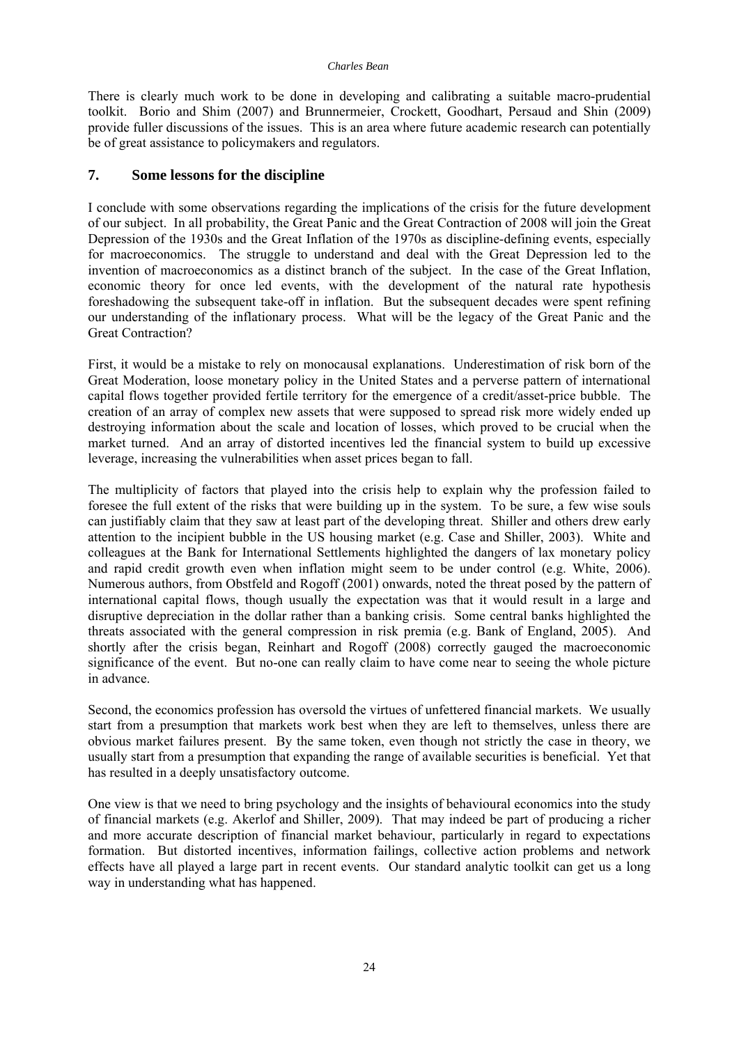There is clearly much work to be done in developing and calibrating a suitable macro-prudential toolkit. Borio and Shim (2007) and Brunnermeier, Crockett, Goodhart, Persaud and Shin (2009) provide fuller discussions of the issues. This is an area where future academic research can potentially be of great assistance to policymakers and regulators.

## 7. Some lessons for the discipline

I conclude with some observations regarding the implications of the crisis for the future development of our subject. In all probability, the Great Panic and the Great Contraction of 2008 will join the Great Depression of the 1930s and the Great Inflation of the 1970s as discipline-defining events, especially for macroeconomics. The struggle to understand and deal with the Great Depression led to the invention of macroeconomics as a distinct branch of the subject. In the case of the Great Inflation, economic theory for once led events, with the development of the natural rate hypothesis foreshadowing the subsequent take-off in inflation. But the subsequent decades were spent refining our understanding of the inflationary process. What will be the legacy of the Great Panic and the Great Contraction?

First, it would be a mistake to rely on monocausal explanations. Underestimation of risk born of the Great Moderation, loose monetary policy in the United States and a perverse pattern of international capital flows together provided fertile territory for the emergence of a credit/asset-price bubble. The creation of an array of complex new assets that were supposed to spread risk more widely ended up destroying information about the scale and location of losses, which proved to be crucial when the market turned. And an array of distorted incentives led the financial system to build up excessive leverage, increasing the vulnerabilities when asset prices began to fall.

The multiplicity of factors that played into the crisis help to explain why the profession failed to foresee the full extent of the risks that were building up in the system. To be sure, a few wise souls can justifiably claim that they saw at least part of the developing threat. Shiller and others drew early attention to the incipient bubble in the US housing market (e.g. Case and Shiller, 2003). White and colleagues at the Bank for International Settlements highlighted the dangers of lax monetary policy and rapid credit growth even when inflation might seem to be under control (e.g. White, 2006). Numerous authors, from Obstfeld and Rogoff (2001) onwards, noted the threat posed by the pattern of international capital flows, though usually the expectation was that it would result in a large and disruptive depreciation in the dollar rather than a banking crisis. Some central banks highlighted the threats associated with the general compression in risk premia (e.g. Bank of England, 2005). And shortly after the crisis began, Reinhart and Rogoff (2008) correctly gauged the macroeconomic significance of the event. But no-one can really claim to have come near to seeing the whole picture in advance.

Second, the economics profession has oversold the virtues of unfettered financial markets. We usually start from a presumption that markets work best when they are left to themselves, unless there are obvious market failures present. By the same token, even though not strictly the case in theory, we usually start from a presumption that expanding the range of available securities is beneficial. Yet that has resulted in a deeply unsatisfactory outcome.

One view is that we need to bring psychology and the insights of behavioural economics into the study of financial markets (e.g. Akerlof and Shiller, 2009). That may indeed be part of producing a richer and more accurate description of financial market behaviour, particularly in regard to expectations formation. But distorted incentives, information failings, collective action problems and network effects have all played a large part in recent events. Our standard analytic toolkit can get us a long way in understanding what has happened.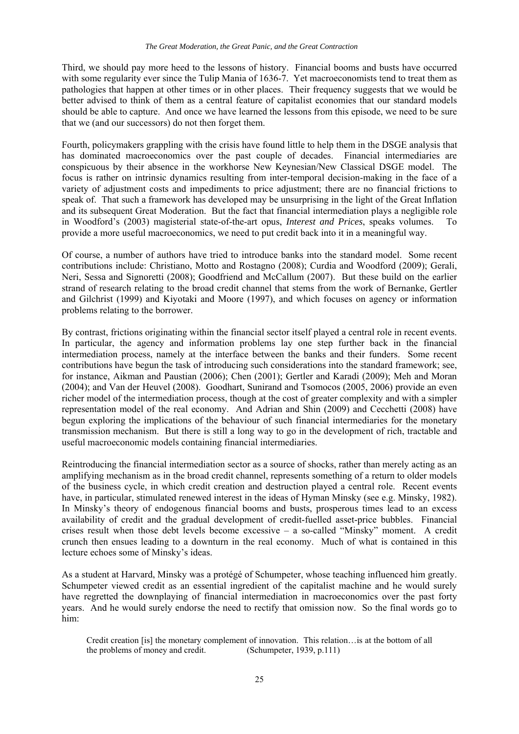Third, we should pay more heed to the lessons of history. Financial booms and busts have occurred with some regularity ever since the Tulip Mania of 1636-7. Yet macroeconomists tend to treat them as pathologies that happen at other times or in other places. Their frequency suggests that we would be better advised to think of them as a central feature of capitalist economies that our standard models should be able to capture. And once we have learned the lessons from this episode, we need to be sure that we (and our successors) do not then forget them.

Fourth, policymakers grappling with the crisis have found little to help them in the DSGE analysis that has dominated macroeconomics over the past couple of decades. Financial intermediaries are conspicuous by their absence in the workhorse New Keynesian/New Classical DSGE model. The focus is rather on intrinsic dynamics resulting from inter-temporal decision-making in the face of a variety of adjustment costs and impediments to price adjustment; there are no financial frictions to speak of. That such a framework has developed may be unsurprising in the light of the Great Inflation and its subsequent Great Moderation. But the fact that financial intermediation plays a negligible role in Woodford's (2003) magisterial state-of-the-art opus, *Interest and Prices*, speaks volumes. To provide a more useful macroeconomics, we need to put credit back into it in a meaningful way.

Of course, a number of authors have tried to introduce banks into the standard model. Some recent contributions include: Christiano, Motto and Rostagno (2008); Curdia and Woodford (2009); Gerali, Neri, Sessa and Signoretti (2008); Goodfriend and McCallum (2007). But these build on the earlier strand of research relating to the broad credit channel that stems from the work of Bernanke, Gertler and Gilchrist (1999) and Kiyotaki and Moore (1997), and which focuses on agency or information problems relating to the borrower.

By contrast, frictions originating within the financial sector itself played a central role in recent events. In particular, the agency and information problems lay one step further back in the financial intermediation process, namely at the interface between the banks and their funders. Some recent contributions have begun the task of introducing such considerations into the standard framework; see, for instance, Aikman and Paustian (2006); Chen (2001); Gertler and Karadi (2009); Meh and Moran (2004); and Van der Heuvel (2008). Goodhart, Sunirand and Tsomocos (2005, 2006) provide an even richer model of the intermediation process, though at the cost of greater complexity and with a simpler representation model of the real economy. And Adrian and Shin (2009) and Cecchetti (2008) have begun exploring the implications of the behaviour of such financial intermediaries for the monetary transmission mechanism. But there is still a long way to go in the development of rich, tractable and useful macroeconomic models containing financial intermediaries.

Reintroducing the financial intermediation sector as a source of shocks, rather than merely acting as an amplifying mechanism as in the broad credit channel, represents something of a return to older models of the business cycle, in which credit creation and destruction played a central role. Recent events have, in particular, stimulated renewed interest in the ideas of Hyman Minsky (see e.g. Minsky, 1982). In Minsky's theory of endogenous financial booms and busts, prosperous times lead to an excess availability of credit and the gradual development of credit-fuelled asset-price bubbles. Financial crises result when those debt levels become excessive – a so-called "Minsky" moment. A credit crunch then ensues leading to a downturn in the real economy. Much of what is contained in this lecture echoes some of Minsky's ideas.

As a student at Harvard, Minsky was a protégé of Schumpeter, whose teaching influenced him greatly. Schumpeter viewed credit as an essential ingredient of the capitalist machine and he would surely have regretted the downplaying of financial intermediation in macroeconomics over the past forty years. And he would surely endorse the need to rectify that omission now. So the final words go to him:

> Credit creation [is] the monetary complement of innovation. This relation…is at the bottom of all the problems of money and credit. (Schumpeter, 1939, p.111)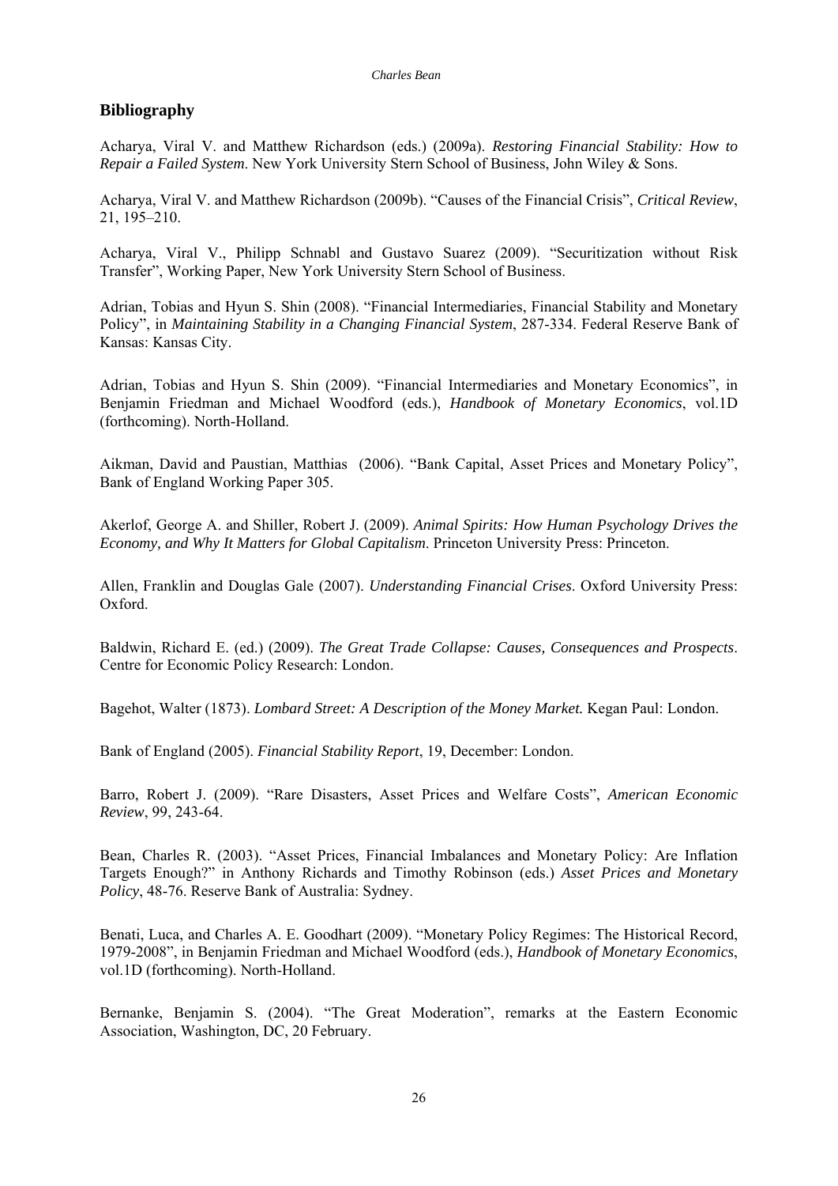## Bibliography

Acharya, Viral V. and Matthew Richardson (eds.) (2009a). *Restoring Financial Stability: How to Repair a Failed System*. New York University Stern School of Business, John Wiley & Sons.

Acharya, Viral V. and Matthew Richardson (2009b). "Causes of the Financial Crisis", *Critical Review*, 21, 195–210.

Acharya, Viral V., Philipp Schnabl and Gustavo Suarez (2009). "Securitization without Risk Transfer", Working Paper, New York University Stern School of Business.

Adrian, Tobias and Hyun S. Shin (2008). "Financial Intermediaries, Financial Stability and Monetary Policy", in *Maintaining Stability in a Changing Financial System*, 287-334. Federal Reserve Bank of Kansas: Kansas City.

Adrian, Tobias and Hyun S. Shin (2009). "Financial Intermediaries and Monetary Economics", in Benjamin Friedman and Michael Woodford (eds.), *Handbook of Monetary Economics*, vol.1D (forthcoming). North-Holland.

Aikman, David and Paustian, Matthias (2006). "Bank Capital, Asset Prices and Monetary Policy", Bank of England Working Paper 305.

Akerlof, George A. and Shiller, Robert J. (2009). *Animal Spirits: How Human Psychology Drives the Economy, and Why It Matters for Global Capitalism*. Princeton University Press: Princeton.

Allen, Franklin and Douglas Gale (2007). *Understanding Financial Crises*. Oxford University Press: Oxford.

Baldwin, Richard E. (ed.) (2009). *The Great Trade Collapse: Causes, Consequences and Prospects*. Centre for Economic Policy Research: London.

Bagehot, Walter (1873). *Lombard Street: A Description of the Money Market.* Kegan Paul: London.

Bank of England (2005). *Financial Stability Report*, 19, December: London.

Barro, Robert J. (2009). "Rare Disasters, Asset Prices and Welfare Costs", *American Economic Review*, 99, 243-64.

Bean, Charles R. (2003). "Asset Prices, Financial Imbalances and Monetary Policy: Are Inflation Targets Enough?" in Anthony Richards and Timothy Robinson (eds.) *Asset Prices and Monetary Policy*, 48-76. Reserve Bank of Australia: Sydney.

Benati, Luca, and Charles A. E. Goodhart (2009). "Monetary Policy Regimes: The Historical Record, 1979-2008", in Benjamin Friedman and Michael Woodford (eds.), *Handbook of Monetary Economics*, vol.1D (forthcoming). North-Holland.

Bernanke, Benjamin S. (2004). "The Great Moderation", remarks at the Eastern Economic Association, Washington, DC, 20 February.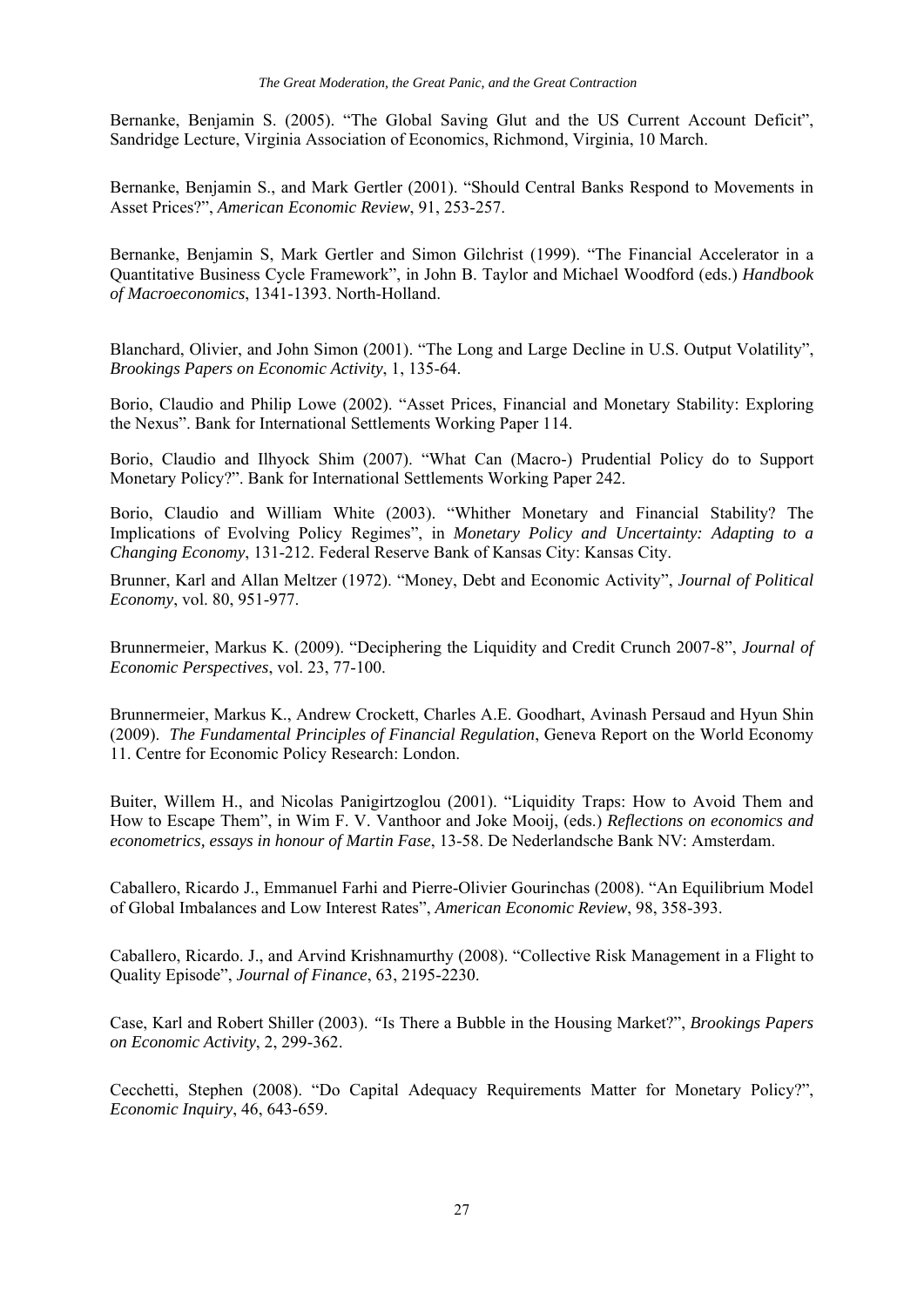Bernanke, Benjamin S. (2005). "The Global Saving Glut and the US Current Account Deficit", Sandridge Lecture, Virginia Association of Economics, Richmond, Virginia, 10 March.

Bernanke, Benjamin S., and Mark Gertler (2001). "Should Central Banks Respond to Movements in Asset Prices?", *American Economic Review*, 91, 253-257.

Bernanke, Benjamin S, Mark Gertler and Simon Gilchrist (1999). "The Financial Accelerator in a Quantitative Business Cycle Framework", in John B. Taylor and Michael Woodford (eds.) *Handbook of Macroeconomics*, 1341-1393. North-Holland.

Blanchard, Olivier, and John Simon (2001). "The Long and Large Decline in U.S. Output Volatility", *Brookings Papers on Economic Activity*, 1, 135-64.

Borio, Claudio and Philip Lowe (2002). "Asset Prices, Financial and Monetary Stability: Exploring the Nexus". Bank for International Settlements Working Paper 114.

Borio, Claudio and Ilhyock Shim (2007). "What Can (Macro-) Prudential Policy do to Support Monetary Policy?". Bank for International Settlements Working Paper 242.

Borio, Claudio and William White (2003). "Whither Monetary and Financial Stability? The Implications of Evolving Policy Regimes", in *Monetary Policy and Uncertainty: Adapting to a Changing Economy*, 131-212. Federal Reserve Bank of Kansas City: Kansas City.

Brunner, Karl and Allan Meltzer (1972). "Money, Debt and Economic Activity", *Journal of Political Economy*, vol. 80, 951-977.

Brunnermeier, Markus K. (2009). "Deciphering the Liquidity and Credit Crunch 2007-8", *Journal of Economic Perspectives*, vol. 23, 77-100.

Brunnermeier, Markus K., Andrew Crockett, Charles A.E. Goodhart, Avinash Persaud and Hyun Shin (2009). *The Fundamental Principles of Financial Regulation*, Geneva Report on the World Economy 11. Centre for Economic Policy Research: London.

Buiter, Willem H., and Nicolas Panigirtzoglou (2001). "Liquidity Traps: How to Avoid Them and How to Escape Them", in Wim F. V. Vanthoor and Joke Mooij, (eds.) *Reflections on economics and econometrics, essays in honour of Martin Fase*, 13-58. De Nederlandsche Bank NV: Amsterdam.

Caballero, Ricardo J., Emmanuel Farhi and Pierre-Olivier Gourinchas (2008). "An Equilibrium Model of Global Imbalances and Low Interest Rates", *American Economic Review*, 98, 358-393.

Caballero, Ricardo. J., and Arvind Krishnamurthy (2008). "Collective Risk Management in a Flight to Quality Episode", *Journal of Finance*, 63, 2195-2230.

Case, Karl and Robert Shiller (2003). "Is There a Bubble in the Housing Market?", *Brookings Papers on Economic Activity*, 2, 299-362.

Cecchetti, Stephen (2008). "Do Capital Adequacy Requirements Matter for Monetary Policy?", *Economic Inquiry*, 46, 643-659.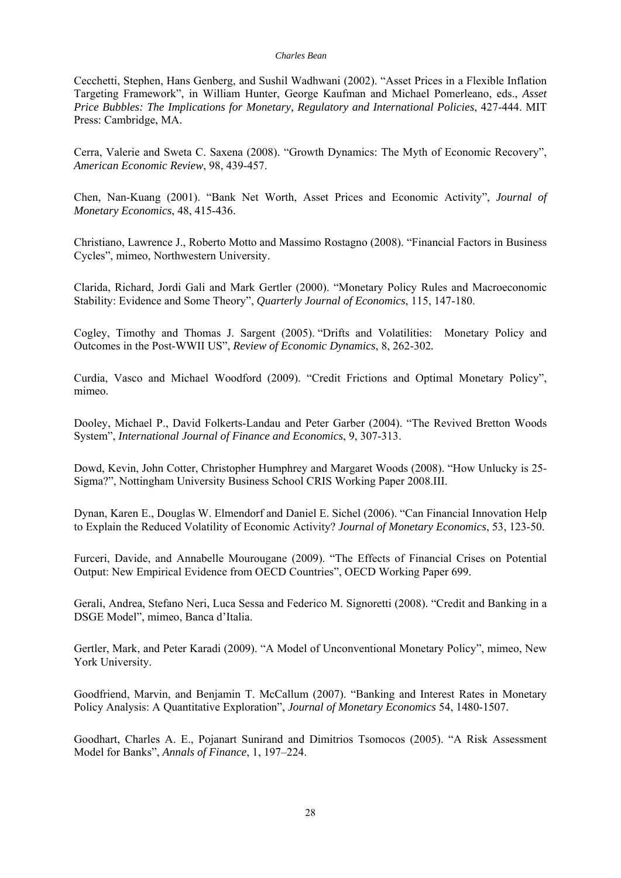Cecchetti, Stephen, Hans Genberg, and Sushil Wadhwani (2002). "Asset Prices in a Flexible Inflation Targeting Framework", in William Hunter, George Kaufman and Michael Pomerleano, eds., *Asset Price Bubbles: The Implications for Monetary, Regulatory and International Policies*, 427-444. MIT Press: Cambridge, MA.

Cerra, Valerie and Sweta C. Saxena (2008). "Growth Dynamics: The Myth of Economic Recovery", *American Economic Review*, 98, 439-457.

Chen, Nan-Kuang (2001). "Bank Net Worth, Asset Prices and Economic Activity", *Journal of Monetary Economics*, 48, 415-436.

Christiano, Lawrence J., Roberto Motto and Massimo Rostagno (2008). "Financial Factors in Business Cycles", mimeo, Northwestern University.

Clarida, Richard, Jordi Gali and Mark Gertler (2000). "Monetary Policy Rules and Macroeconomic Stability: Evidence and Some Theory", *Quarterly Journal of Economics*, 115, 147-180.

Cogley, Timothy and Thomas J. Sargent (2005). "Drifts and Volatilities: Monetary Policy and Outcomes in the Post-WWII US", *Review of Economic Dynamics*, 8, 262-302.

Curdia, Vasco and Michael Woodford (2009). "Credit Frictions and Optimal Monetary Policy", mimeo.

Dooley, Michael P., David Folkerts-Landau and Peter Garber (2004). "The Revived Bretton Woods System", *International Journal of Finance and Economics*, 9, 307-313.

Dowd, Kevin, John Cotter, Christopher Humphrey and Margaret Woods (2008). "How Unlucky is 25-Sigma?", Nottingham University Business School CRIS Working Paper 2008.III.

Dynan, Karen E., Douglas W. Elmendorf and Daniel E. Sichel (2006). "Can Financial Innovation Help to Explain the Reduced Volatility of Economic Activity? *Journal of Monetary Economics*, 53, 123-50.

Furceri, Davide, and Annabelle Mourougane (2009). "The Effects of Financial Crises on Potential Output: New Empirical Evidence from OECD Countries", OECD Working Paper 699.

Gerali, Andrea, Stefano Neri, Luca Sessa and Federico M. Signoretti (2008). "Credit and Banking in a DSGE Model", mimeo, Banca d'Italia.

Gertler, Mark, and Peter Karadi (2009). "A Model of Unconventional Monetary Policy", mimeo, New York University.

Goodfriend, Marvin, and Benjamin T. McCallum (2007). "Banking and Interest Rates in Monetary Policy Analysis: A Quantitative Exploration", *Journal of Monetary Economics* 54, 1480-1507.

Goodhart, Charles A. E., Pojanart Sunirand and Dimitrios Tsomocos (2005). "A Risk Assessment Model for Banks", *Annals of Finance*, 1, 197–224.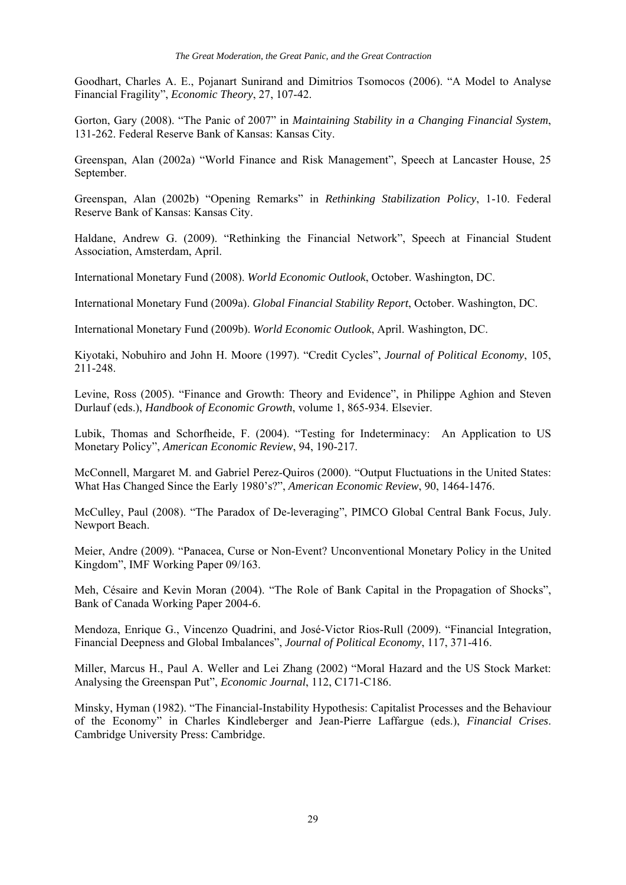Goodhart, Charles A. E., Pojanart Sunirand and Dimitrios Tsomocos (2006). "A Model to Analyse Financial Fragility", *Economic Theory*, 27, 107-42.

Gorton, Gary (2008). "The Panic of 2007" in *Maintaining Stability in a Changing Financial System*, 131-262. Federal Reserve Bank of Kansas: Kansas City.

Greenspan, Alan (2002a) "World Finance and Risk Management", Speech at Lancaster House, 25 September.

Greenspan, Alan (2002b) "Opening Remarks" in *Rethinking Stabilization Policy*, 1-10. Federal Reserve Bank of Kansas: Kansas City.

Haldane, Andrew G. (2009). "Rethinking the Financial Network", Speech at Financial Student Association, Amsterdam, April.

International Monetary Fund (2008). *World Economic Outlook*, October. Washington, DC.

International Monetary Fund (2009a). *Global Financial Stability Report*, October. Washington, DC.

International Monetary Fund (2009b). *World Economic Outlook*, April. Washington, DC.

Kiyotaki, Nobuhiro and John H. Moore (1997). "Credit Cycles", *Journal of Political Economy*, 105, 211-248.

Levine, Ross (2005). "Finance and Growth: Theory and Evidence", in Philippe Aghion and Steven Durlauf (eds.), *Handbook of Economic Growth*, volume 1, 865-934. Elsevier.

Lubik, Thomas and Schorfheide, F. (2004). "Testing for Indeterminacy: An Application to US Monetary Policy", *American Economic Review*, 94, 190-217.

McConnell, Margaret M. and Gabriel Perez-Quiros (2000). "Output Fluctuations in the United States: What Has Changed Since the Early 1980's?", *American Economic Review*, 90, 1464-1476.

McCulley, Paul (2008). "The Paradox of De-leveraging", PIMCO Global Central Bank Focus, July. Newport Beach.

Meier, Andre (2009). "Panacea, Curse or Non-Event? Unconventional Monetary Policy in the United Kingdom", IMF Working Paper 09/163.

Meh, Césaire and Kevin Moran (2004). "The Role of Bank Capital in the Propagation of Shocks", Bank of Canada Working Paper 2004-6.

Mendoza, Enrique G., Vincenzo Quadrini, and José-Victor Rios-Rull (2009). "Financial Integration, Financial Deepness and Global Imbalances", *Journal of Political Economy*, 117, 371-416.

Miller, Marcus H., Paul A. Weller and Lei Zhang (2002) "Moral Hazard and the US Stock Market: Analysing the Greenspan Put", *Economic Journal*, 112, C171-C186.

Minsky, Hyman (1982). "The Financial-Instability Hypothesis: Capitalist Processes and the Behaviour of the Economy" in Charles Kindleberger and Jean-Pierre Laffargue (eds.), *Financial Crises*. Cambridge University Press: Cambridge.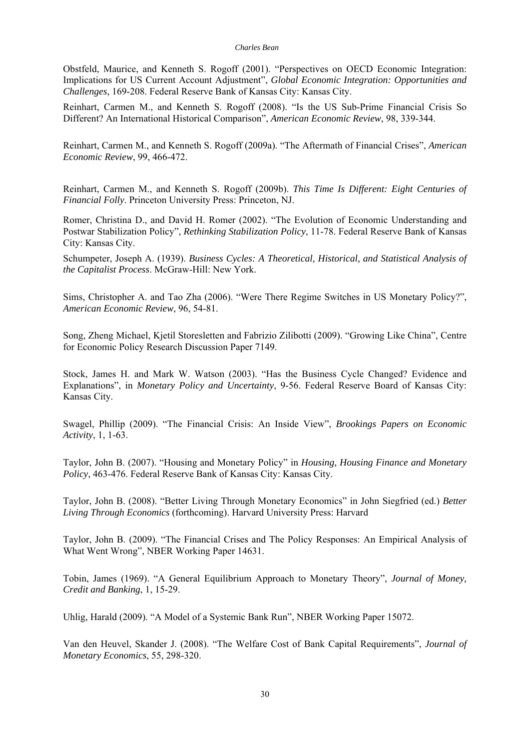Obstfeld, Maurice, and Kenneth S. Rogoff (2001). "Perspectives on OECD Economic Integration: Implications for US Current Account Adjustment", *Global Economic Integration: Opportunities and Challenges*, 169-208. Federal Reserve Bank of Kansas City: Kansas City.

Reinhart, Carmen M., and Kenneth S. Rogoff (2008). "Is the US Sub-Prime Financial Crisis So Different? An International Historical Comparison", *American Economic Review*, 98, 339-344.

Reinhart, Carmen M., and Kenneth S. Rogoff (2009a). "The Aftermath of Financial Crises", *American Economic Review*, 99, 466-472.

Reinhart, Carmen M., and Kenneth S. Rogoff (2009b). *This Time Is Different: Eight Centuries of Financial Folly*. Princeton University Press: Princeton, NJ.

Romer, Christina D., and David H. Romer (2002). "The Evolution of Economic Understanding and Postwar Stabilization Policy", *Rethinking Stabilization Policy*, 11-78. Federal Reserve Bank of Kansas City: Kansas City.

Schumpeter, Joseph A. (1939). *Business Cycles: A Theoretical, Historical, and Statistical Analysis of the Capitalist Process*. McGraw-Hill: New York.

Sims, Christopher A. and Tao Zha (2006). "Were There Regime Switches in US Monetary Policy?", *American Economic Review*, 96, 54-81.

Song, Zheng Michael, Kjetil Storesletten and Fabrizio Zilibotti (2009). "Growing Like China", Centre for Economic Policy Research Discussion Paper 7149.

Stock, James H. and Mark W. Watson (2003). "Has the Business Cycle Changed? Evidence and Explanations", in *Monetary Policy and Uncertainty*, 9-56. Federal Reserve Board of Kansas City: Kansas City.

Swagel, Phillip (2009). "The Financial Crisis: An Inside View", *Brookings Papers on Economic Activity*, 1, 1-63.

Taylor, John B. (2007). "Housing and Monetary Policy" in *Housing, Housing Finance and Monetary Policy*, 463-476. Federal Reserve Bank of Kansas City: Kansas City.

Taylor, John B. (2008). "Better Living Through Monetary Economics" in John Siegfried (ed.) *Better Living Through Economics* (forthcoming). Harvard University Press: Harvard

Taylor, John B. (2009). "The Financial Crises and The Policy Responses: An Empirical Analysis of What Went Wrong", NBER Working Paper 14631.

Tobin, James (1969). "A General Equilibrium Approach to Monetary Theory", *Journal of Money, Credit and Banking*, 1, 15-29.

Uhlig, Harald (2009). "A Model of a Systemic Bank Run", NBER Working Paper 15072.

Van den Heuvel, Skander J. (2008). "The Welfare Cost of Bank Capital Requirements", *Journal of Monetary Economics*, 55, 298-320.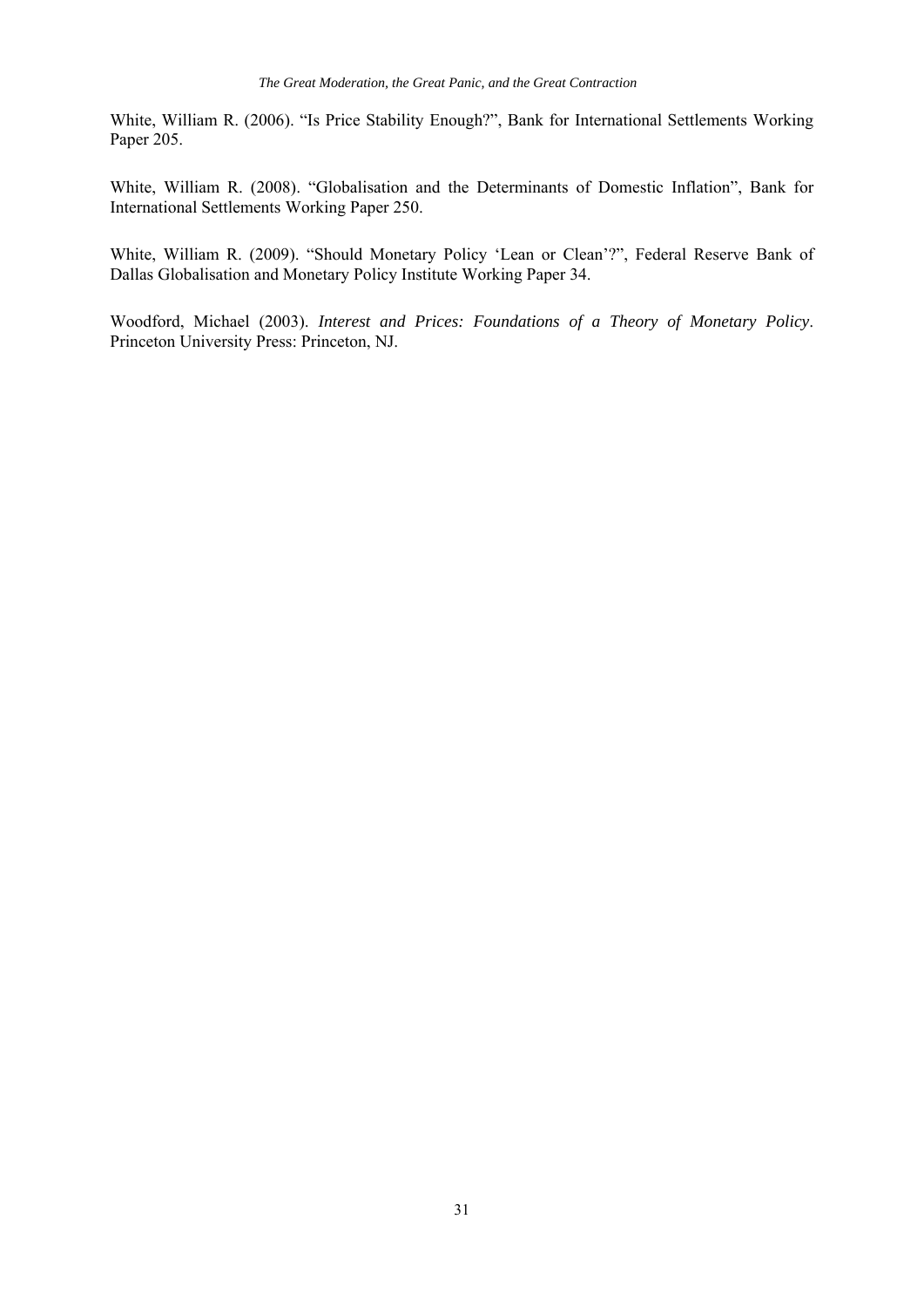White, William R. (2006). “Is Price Stability Enough?”, Bank for International Settlements Working Paper 205.

White, William R. (2008). “Globalisation and the Determinants of Domestic Inflation”, Bank for International Settlements Working Paper 250.

White, William R. (2009). “Should Monetary Policy ‘Lean or Clean’?”, Federal Reserve Bank of Dallas Globalisation and Monetary Policy Institute Working Paper 34.

Woodford, Michael (2003). *Interest and Prices: Foundations of a Theory of Monetary Policy*. Princeton University Press: Princeton, NJ.